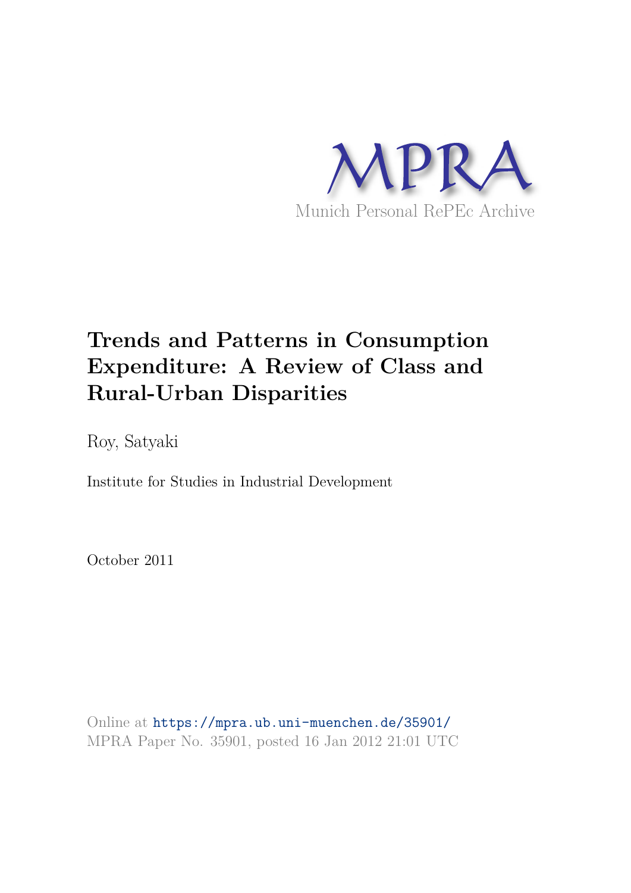MPRA

Munich Personal RePEc Archive

# Trends and Patterns in Consumption Expenditure: A Review of Class and Rural-Urban Disparities

Roy, Satyaki

Institute for Studies in Industrial Development

October 2011

Online at https://mpra.ub.uni-muenchen.de/35901/
MPRA Paper No. 35901, posted 16 Jan 2012 21:01 UTC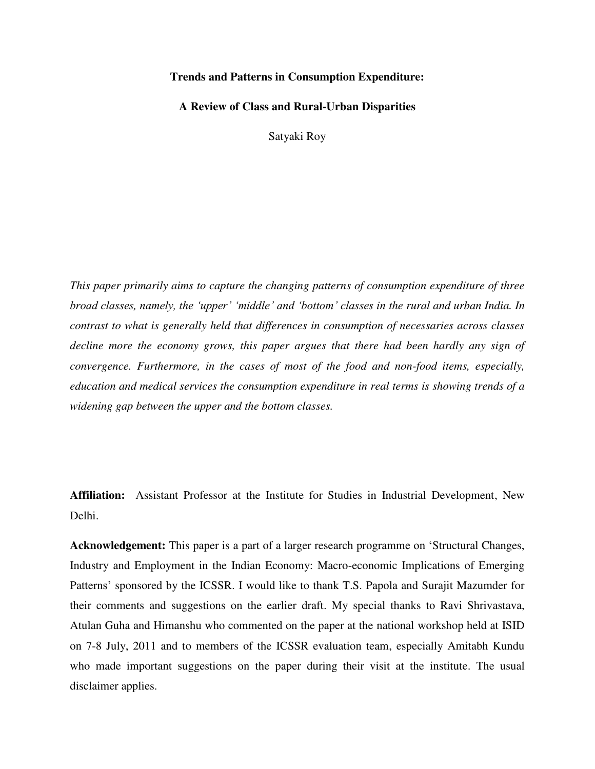**Trends and Patterns in Consumption Expenditure:**

**A Review of Class and Rural-Urban Disparities**

Satyaki Roy

*This paper primarily aims to capture the changing patterns of consumption expenditure of three broad classes, namely, the 'upper' 'middle' and 'bottom' classes in the rural and urban India. In contrast to what is generally held that differences in consumption of necessaries across classes decline more the economy grows, this paper argues that there had been hardly any sign of convergence. Furthermore, in the cases of most of the food and non-food items, especially, education and medical services the consumption expenditure in real terms is showing trends of a widening gap between the upper and the bottom classes.*

**Affiliation:** Assistant Professor at the Institute for Studies in Industrial Development, New Delhi.

**Acknowledgement:** This paper is a part of a larger research programme on 'Structural Changes, Industry and Employment in the Indian Economy: Macro-economic Implications of Emerging Patterns' sponsored by the ICSSR. I would like to thank T.S. Papola and Surajit Mazumder for their comments and suggestions on the earlier draft. My special thanks to Ravi Shrivastava, Atulan Guha and Himanshu who commented on the paper at the national workshop held at ISID on 7-8 July, 2011 and to members of the ICSSR evaluation team, especially Amitabh Kundu who made important suggestions on the paper during their visit at the institute. The usual disclaimer applies.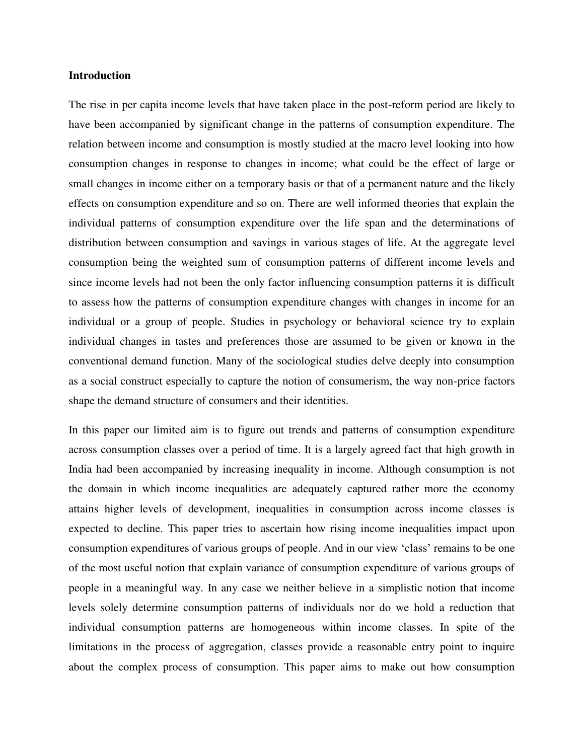**Introduction**

The rise in per capita income levels that have taken place in the post-reform period are likely to have been accompanied by significant change in the patterns of consumption expenditure. The relation between income and consumption is mostly studied at the macro level looking into how consumption changes in response to changes in income; what could be the effect of large or small changes in income either on a temporary basis or that of a permanent nature and the likely effects on consumption expenditure and so on. There are well informed theories that explain the individual patterns of consumption expenditure over the life span and the determinations of distribution between consumption and savings in various stages of life. At the aggregate level consumption being the weighted sum of consumption patterns of different income levels and since income levels had not been the only factor influencing consumption patterns it is difficult to assess how the patterns of consumption expenditure changes with changes in income for an individual or a group of people. Studies in psychology or behavioral science try to explain individual changes in tastes and preferences those are assumed to be given or known in the conventional demand function. Many of the sociological studies delve deeply into consumption as a social construct especially to capture the notion of consumerism, the way non-price factors shape the demand structure of consumers and their identities.

In this paper our limited aim is to figure out trends and patterns of consumption expenditure across consumption classes over a period of time. It is a largely agreed fact that high growth in India had been accompanied by increasing inequality in income. Although consumption is not the domain in which income inequalities are adequately captured rather more the economy attains higher levels of development, inequalities in consumption across income classes is expected to decline. This paper tries to ascertain how rising income inequalities impact upon consumption expenditures of various groups of people. And in our view 'class' remains to be one of the most useful notion that explain variance of consumption expenditure of various groups of people in a meaningful way. In any case we neither believe in a simplistic notion that income levels solely determine consumption patterns of individuals nor do we hold a reduction that individual consumption patterns are homogeneous within income classes. In spite of the limitations in the process of aggregation, classes provide a reasonable entry point to inquire about the complex process of consumption. This paper aims to make out how consumption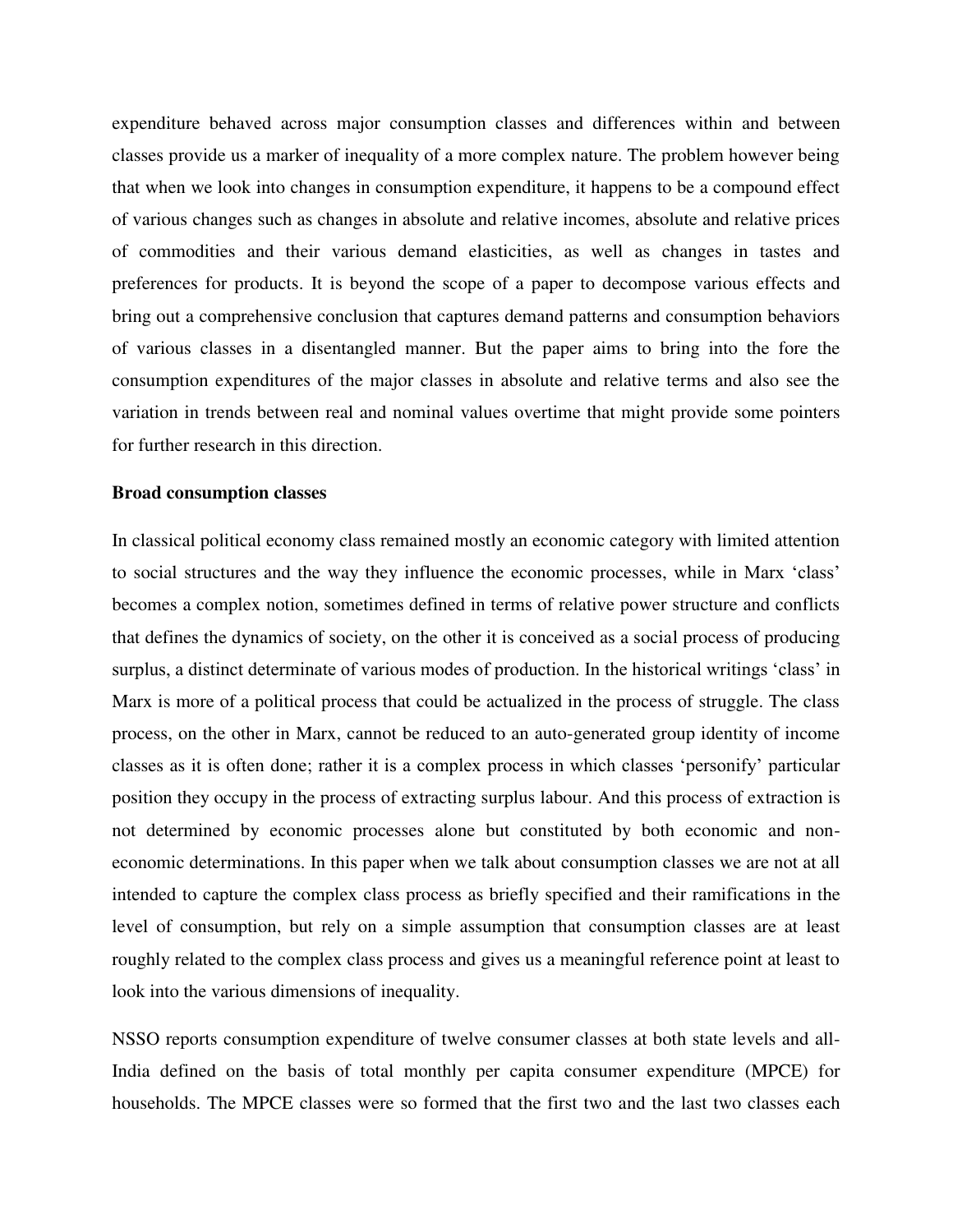expenditure behaved across major consumption classes and differences within and between classes provide us a marker of inequality of a more complex nature. The problem however being that when we look into changes in consumption expenditure, it happens to be a compound effect of various changes such as changes in absolute and relative incomes, absolute and relative prices of commodities and their various demand elasticities, as well as changes in tastes and preferences for products. It is beyond the scope of a paper to decompose various effects and bring out a comprehensive conclusion that captures demand patterns and consumption behaviors of various classes in a disentangled manner. But the paper aims to bring into the fore the consumption expenditures of the major classes in absolute and relative terms and also see the variation in trends between real and nominal values overtime that might provide some pointers for further research in this direction.

**Broad consumption classes**

In classical political economy class remained mostly an economic category with limited attention to social structures and the way they influence the economic processes, while in Marx 'class' becomes a complex notion, sometimes defined in terms of relative power structure and conflicts that defines the dynamics of society, on the other it is conceived as a social process of producing surplus, a distinct determinate of various modes of production. In the historical writings 'class' in Marx is more of a political process that could be actualized in the process of struggle. The class process, on the other in Marx, cannot be reduced to an auto-generated group identity of income classes as it is often done; rather it is a complex process in which classes 'personify' particular position they occupy in the process of extracting surplus labour. And this process of extraction is not determined by economic processes alone but constituted by both economic and non-economic determinations. In this paper when we talk about consumption classes we are not at all intended to capture the complex class process as briefly specified and their ramifications in the level of consumption, but rely on a simple assumption that consumption classes are at least roughly related to the complex class process and gives us a meaningful reference point at least to look into the various dimensions of inequality.

NSSO reports consumption expenditure of twelve consumer classes at both state levels and all-India defined on the basis of total monthly per capita consumer expenditure (MPCE) for households. The MPCE classes were so formed that the first two and the last two classes each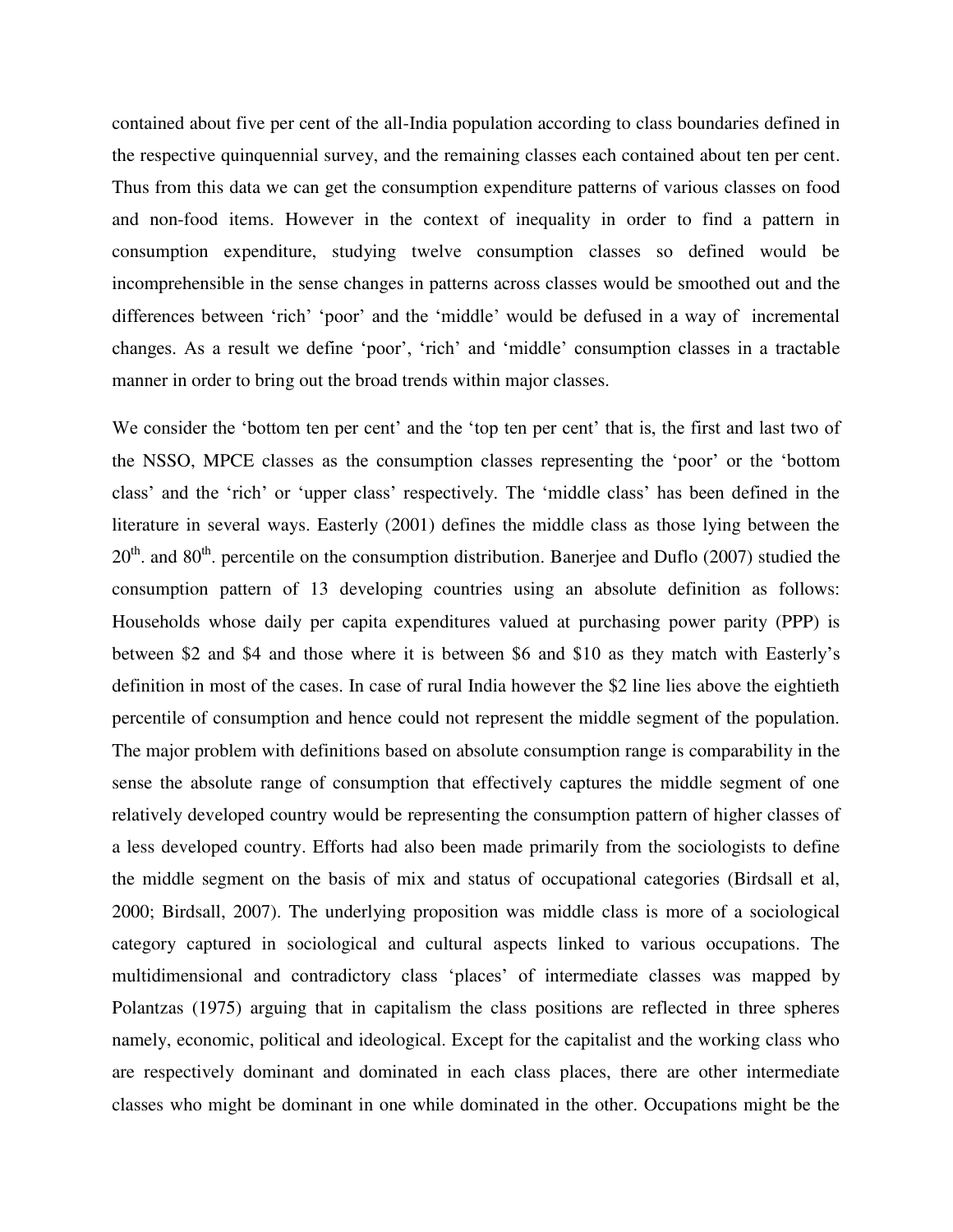contained about five per cent of the all-India population according to class boundaries defined in the respective quinquennial survey, and the remaining classes each contained about ten per cent. Thus from this data we can get the consumption expenditure patterns of various classes on food and non-food items. However in the context of inequality in order to find a pattern in consumption expenditure, studying twelve consumption classes so defined would be incomprehensible in the sense changes in patterns across classes would be smoothed out and the differences between 'rich' 'poor' and the 'middle' would be defused in a way of incremental changes. As a result we define 'poor', 'rich' and 'middle' consumption classes in a tractable manner in order to bring out the broad trends within major classes.

We consider the 'bottom ten per cent' and the 'top ten per cent' that is, the first and last two of the NSSO, MPCE classes as the consumption classes representing the 'poor' or the 'bottom class' and the 'rich' or 'upper class' respectively. The 'middle class' has been defined in the literature in several ways. Easterly (2001) defines the middle class as those lying between the 20th. and 80th. percentile on the consumption distribution. Banerjee and Duflo (2007) studied the consumption pattern of 13 developing countries using an absolute definition as follows: Households whose daily per capita expenditures valued at purchasing power parity (PPP) is between \$2 and \$4 and those where it is between \$6 and \$10 as they match with Easterly's definition in most of the cases. In case of rural India however the \$2 line lies above the eightieth percentile of consumption and hence could not represent the middle segment of the population. The major problem with definitions based on absolute consumption range is comparability in the sense the absolute range of consumption that effectively captures the middle segment of one relatively developed country would be representing the consumption pattern of higher classes of a less developed country. Efforts had also been made primarily from the sociologists to define the middle segment on the basis of mix and status of occupational categories (Birdsall et al, 2000; Birdsall, 2007). The underlying proposition was middle class is more of a sociological category captured in sociological and cultural aspects linked to various occupations. The multidimensional and contradictory class 'places' of intermediate classes was mapped by Polantzas (1975) arguing that in capitalism the class positions are reflected in three spheres namely, economic, political and ideological. Except for the capitalist and the working class who are respectively dominant and dominated in each class places, there are other intermediate classes who might be dominant in one while dominated in the other. Occupations might be the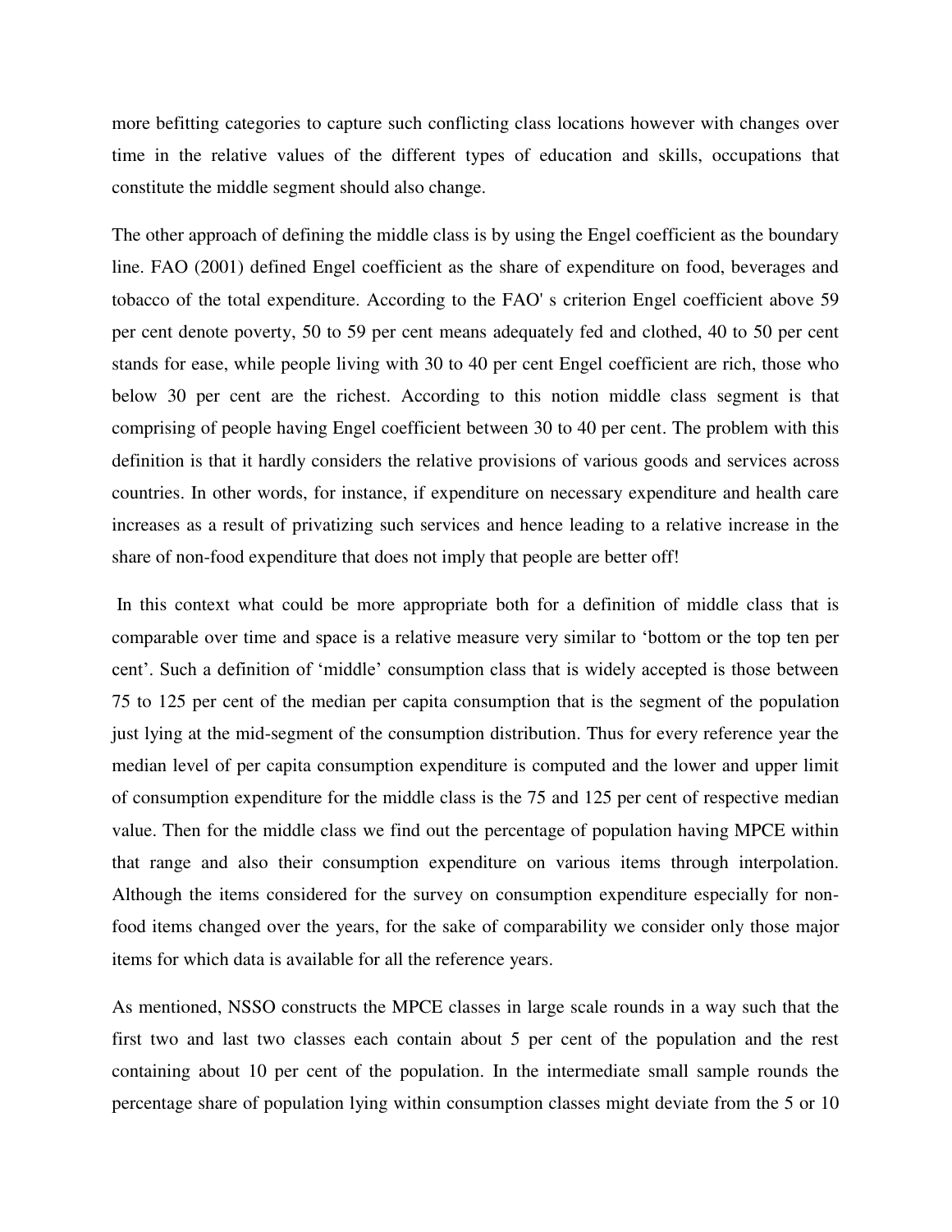more befitting categories to capture such conflicting class locations however with changes over time in the relative values of the different types of education and skills, occupations that constitute the middle segment should also change.

The other approach of defining the middle class is by using the Engel coefficient as the boundary line. FAO (2001) defined Engel coefficient as the share of expenditure on food, beverages and tobacco of the total expenditure. According to the FAO' s criterion Engel coefficient above 59 per cent denote poverty, 50 to 59 per cent means adequately fed and clothed, 40 to 50 per cent stands for ease, while people living with 30 to 40 per cent Engel coefficient are rich, those who below 30 per cent are the richest. According to this notion middle class segment is that comprising of people having Engel coefficient between 30 to 40 per cent. The problem with this definition is that it hardly considers the relative provisions of various goods and services across countries. In other words, for instance, if expenditure on necessary expenditure and health care increases as a result of privatizing such services and hence leading to a relative increase in the share of non-food expenditure that does not imply that people are better off!

In this context what could be more appropriate both for a definition of middle class that is comparable over time and space is a relative measure very similar to 'bottom or the top ten per cent'. Such a definition of 'middle' consumption class that is widely accepted is those between 75 to 125 per cent of the median per capita consumption that is the segment of the population just lying at the mid-segment of the consumption distribution. Thus for every reference year the median level of per capita consumption expenditure is computed and the lower and upper limit of consumption expenditure for the middle class is the 75 and 125 per cent of respective median value. Then for the middle class we find out the percentage of population having MPCE within that range and also their consumption expenditure on various items through interpolation. Although the items considered for the survey on consumption expenditure especially for non-food items changed over the years, for the sake of comparability we consider only those major items for which data is available for all the reference years.

As mentioned, NSSO constructs the MPCE classes in large scale rounds in a way such that the first two and last two classes each contain about 5 per cent of the population and the rest containing about 10 per cent of the population. In the intermediate small sample rounds the percentage share of population lying within consumption classes might deviate from the 5 or 10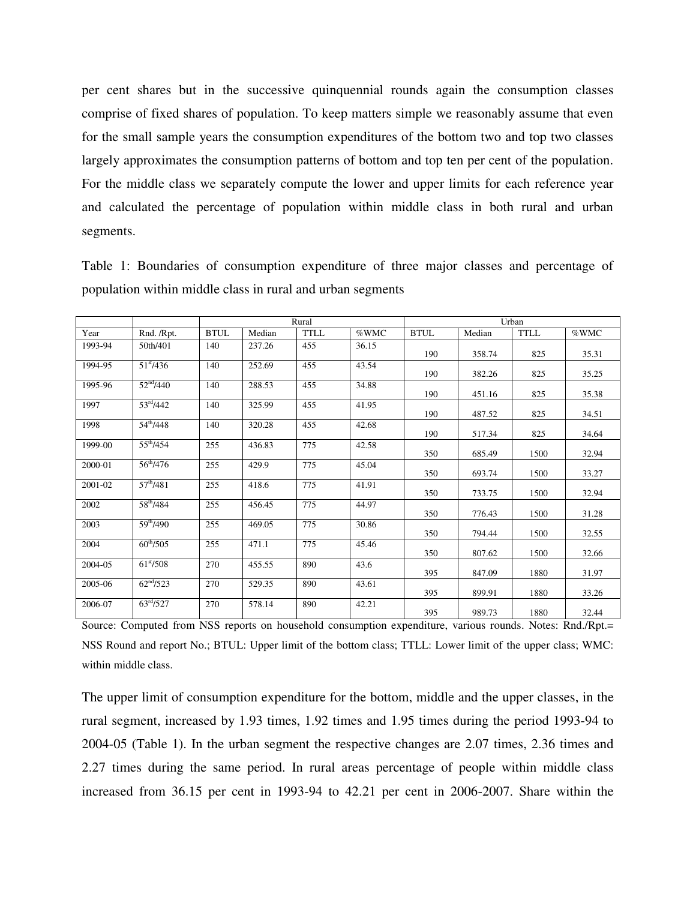per cent shares but in the successive quinquennial rounds again the consumption classes comprise of fixed shares of population. To keep matters simple we reasonably assume that even for the small sample years the consumption expenditures of the bottom two and top two classes largely approximates the consumption patterns of bottom and top ten per cent of the population. For the middle class we separately compute the lower and upper limits for each reference year and calculated the percentage of population within middle class in both rural and urban segments.

Table 1: Boundaries of consumption expenditure of three major classes and percentage of population within middle class in rural and urban segments

| | | Rural | | | | Urban | | | |
|---|---|---|---|---|---|---|---|---|---|
| Year | Rnd. /Rpt. | BTUL | Median | TTLL | %WMC | BTUL | Median | TTLL | %WMC |
| 1993-94 | 50th/401 | 140 | 237.26 | 455 | 36.15 | 190 | 358.74 | 825 | 35.31 |
| 1994-95 | 51st/436 | 140 | 252.69 | 455 | 43.54 | 190 | 382.26 | 825 | 35.25 |
| 1995-96 | 52nd/440 | 140 | 288.53 | 455 | 34.88 | 190 | 451.16 | 825 | 35.38 |
| 1997 | 53rd/442 | 140 | 325.99 | 455 | 41.95 | 190 | 487.52 | 825 | 34.51 |
| 1998 | 54th/448 | 140 | 320.28 | 455 | 42.68 | 190 | 517.34 | 825 | 34.64 |
| 1999-00 | 55th/454 | 255 | 436.83 | 775 | 42.58 | 350 | 685.49 | 1500 | 32.94 |
| 2000-01 | 56th/476 | 255 | 429.9 | 775 | 45.04 | 350 | 693.74 | 1500 | 33.27 |
| 2001-02 | 57th/481 | 255 | 418.6 | 775 | 41.91 | 350 | 733.75 | 1500 | 32.94 |
| 2002 | 58th/484 | 255 | 456.45 | 775 | 44.97 | 350 | 776.43 | 1500 | 31.28 |
| 2003 | 59th/490 | 255 | 469.05 | 775 | 30.86 | 350 | 794.44 | 1500 | 32.55 |
| 2004 | 60th/505 | 255 | 471.1 | 775 | 45.46 | 350 | 807.62 | 1500 | 32.66 |
| 2004-05 | 61st/508 | 270 | 455.55 | 890 | 43.6 | 395 | 847.09 | 1880 | 31.97 |
| 2005-06 | 62nd/523 | 270 | 529.35 | 890 | 43.61 | 395 | 899.91 | 1880 | 33.26 |
| 2006-07 | 63rd/527 | 270 | 578.14 | 890 | 42.21 | 395 | 989.73 | 1880 | 32.44 |

Source: Computed from NSS reports on household consumption expenditure, various rounds. Notes: Rnd./Rpt.= NSS Round and report No.; BTUL: Upper limit of the bottom class; TTLL: Lower limit of the upper class; WMC: within middle class.

The upper limit of consumption expenditure for the bottom, middle and the upper classes, in the rural segment, increased by 1.93 times, 1.92 times and 1.95 times during the period 1993-94 to 2004-05 (Table 1). In the urban segment the respective changes are 2.07 times, 2.36 times and 2.27 times during the same period. In rural areas percentage of people within middle class increased from 36.15 per cent in 1993-94 to 42.21 per cent in 2006-2007. Share within the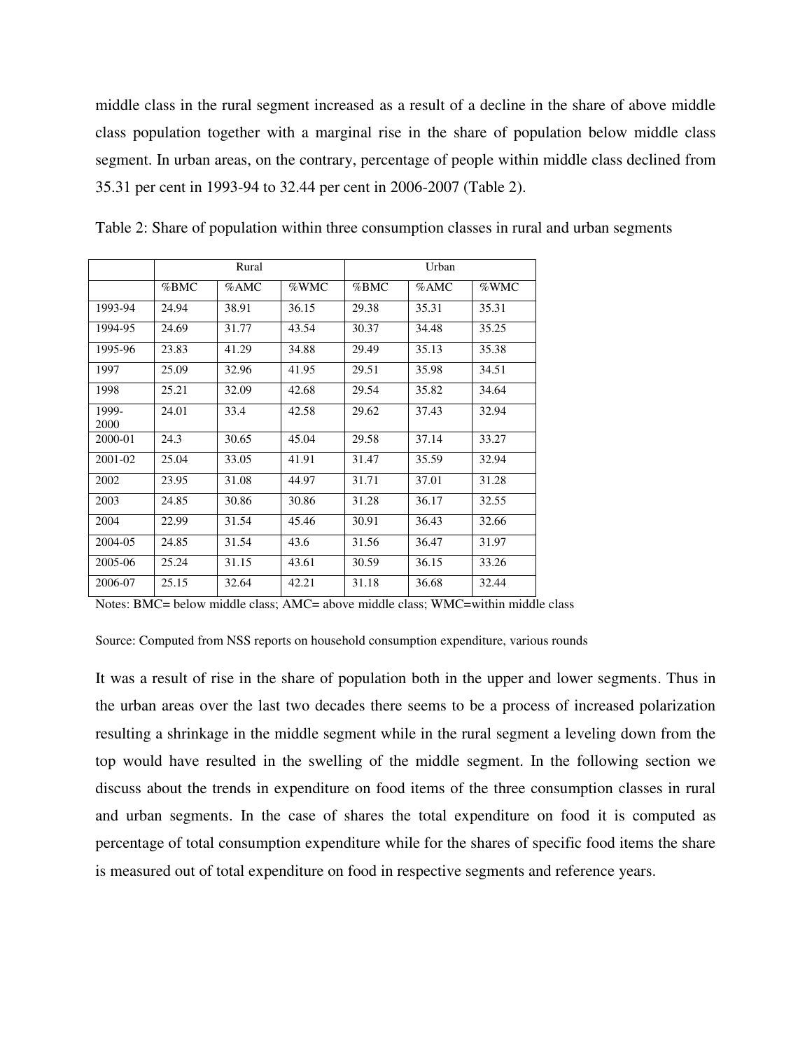middle class in the rural segment increased as a result of a decline in the share of above middle class population together with a marginal rise in the share of population below middle class segment. In urban areas, on the contrary, percentage of people within middle class declined from 35.31 per cent in 1993-94 to 32.44 per cent in 2006-2007 (Table 2).

Table 2: Share of population within three consumption classes in rural and urban segments

| | Rural | | | Urban | | |
|---|---|---|---|---|---|---|
| | %BMC | %AMC | %WMC | %BMC | %AMC | %WMC |
| 1993-94 | 24.94 | 38.91 | 36.15 | 29.38 | 35.31 | 35.31 |
| 1994-95 | 24.69 | 31.77 | 43.54 | 30.37 | 34.48 | 35.25 |
| 1995-96 | 23.83 | 41.29 | 34.88 | 29.49 | 35.13 | 35.38 |
| 1997 | 25.09 | 32.96 | 41.95 | 29.51 | 35.98 | 34.51 |
| 1998 | 25.21 | 32.09 | 42.68 | 29.54 | 35.82 | 34.64 |
| 1999-2000 | 24.01 | 33.4 | 42.58 | 29.62 | 37.43 | 32.94 |
| 2000-01 | 24.3 | 30.65 | 45.04 | 29.58 | 37.14 | 33.27 |
| 2001-02 | 25.04 | 33.05 | 41.91 | 31.47 | 35.59 | 32.94 |
| 2002 | 23.95 | 31.08 | 44.97 | 31.71 | 37.01 | 31.28 |
| 2003 | 24.85 | 30.86 | 30.86 | 31.28 | 36.17 | 32.55 |
| 2004 | 22.99 | 31.54 | 45.46 | 30.91 | 36.43 | 32.66 |
| 2004-05 | 24.85 | 31.54 | 43.6 | 31.56 | 36.47 | 31.97 |
| 2005-06 | 25.24 | 31.15 | 43.61 | 30.59 | 36.15 | 33.26 |
| 2006-07 | 25.15 | 32.64 | 42.21 | 31.18 | 36.68 | 32.44 |

Notes: BMC= below middle class; AMC= above middle class; WMC=within middle class

Source: Computed from NSS reports on household consumption expenditure, various rounds

It was a result of rise in the share of population both in the upper and lower segments. Thus in the urban areas over the last two decades there seems to be a process of increased polarization resulting a shrinkage in the middle segment while in the rural segment a leveling down from the top would have resulted in the swelling of the middle segment. In the following section we discuss about the trends in expenditure on food items of the three consumption classes in rural and urban segments. In the case of shares the total expenditure on food it is computed as percentage of total consumption expenditure while for the shares of specific food items the share is measured out of total expenditure on food in respective segments and reference years.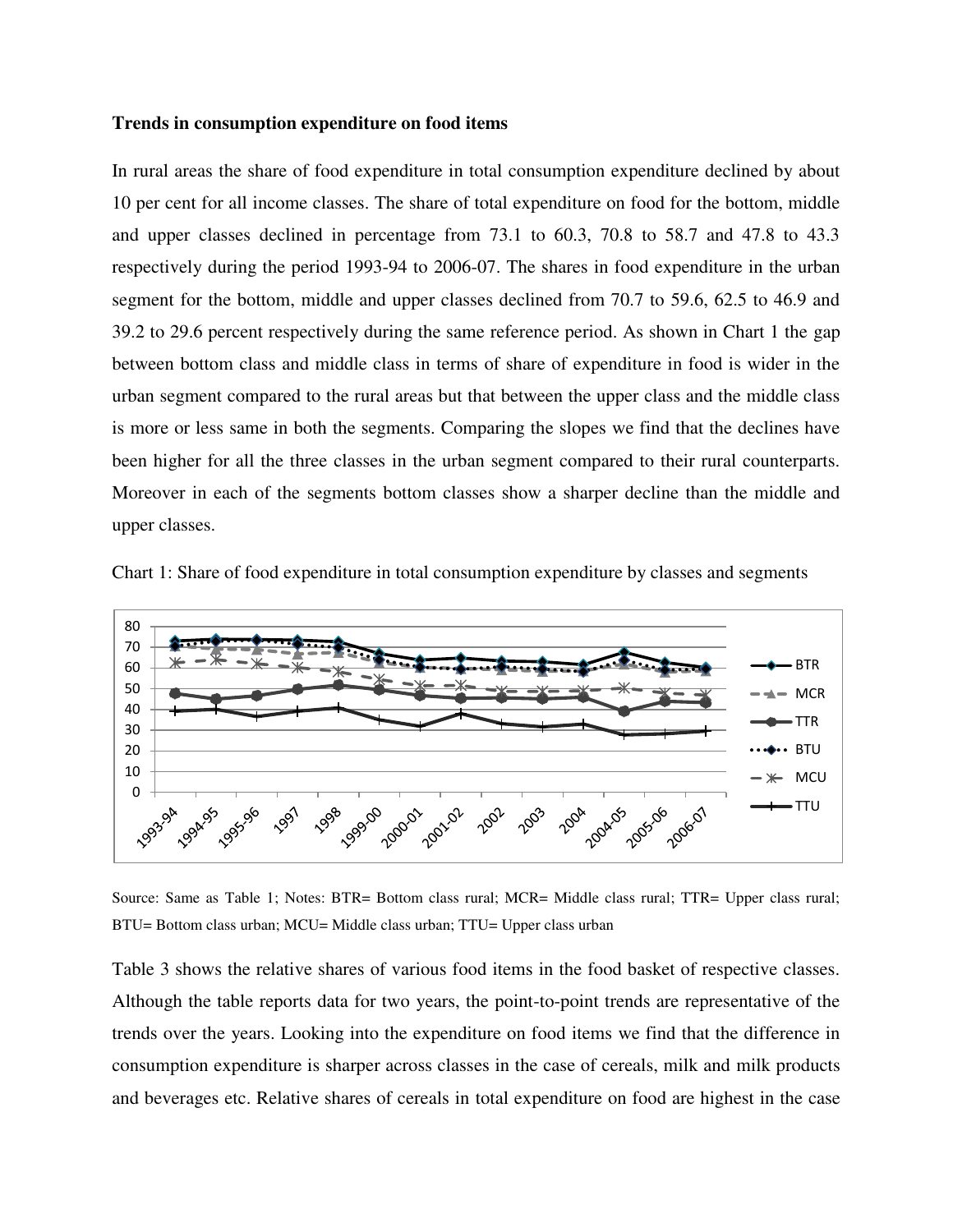**Trends in consumption expenditure on food items**

In rural areas the share of food expenditure in total consumption expenditure declined by about 10 per cent for all income classes. The share of total expenditure on food for the bottom, middle and upper classes declined in percentage from 73.1 to 60.3, 70.8 to 58.7 and 47.8 to 43.3 respectively during the period 1993-94 to 2006-07. The shares in food expenditure in the urban segment for the bottom, middle and upper classes declined from 70.7 to 59.6, 62.5 to 46.9 and 39.2 to 29.6 percent respectively during the same reference period. As shown in Chart 1 the gap between bottom class and middle class in terms of share of expenditure in food is wider in the urban segment compared to the rural areas but that between the upper class and the middle class is more or less same in both the segments. Comparing the slopes we find that the declines have been higher for all the three classes in the urban segment compared to their rural counterparts. Moreover in each of the segments bottom classes show a sharper decline than the middle and upper classes.

Chart 1: Share of food expenditure in total consumption expenditure by classes and segments

Source: Same as Table 1; Notes: BTR= Bottom class rural; MCR= Middle class rural; TTR= Upper class rural; BTU= Bottom class urban; MCU= Middle class urban; TTU= Upper class urban

Table 3 shows the relative shares of various food items in the food basket of respective classes. Although the table reports data for two years, the point-to-point trends are representative of the trends over the years. Looking into the expenditure on food items we find that the difference in consumption expenditure is sharper across classes in the case of cereals, milk and milk products and beverages etc. Relative shares of cereals in total expenditure on food are highest in the case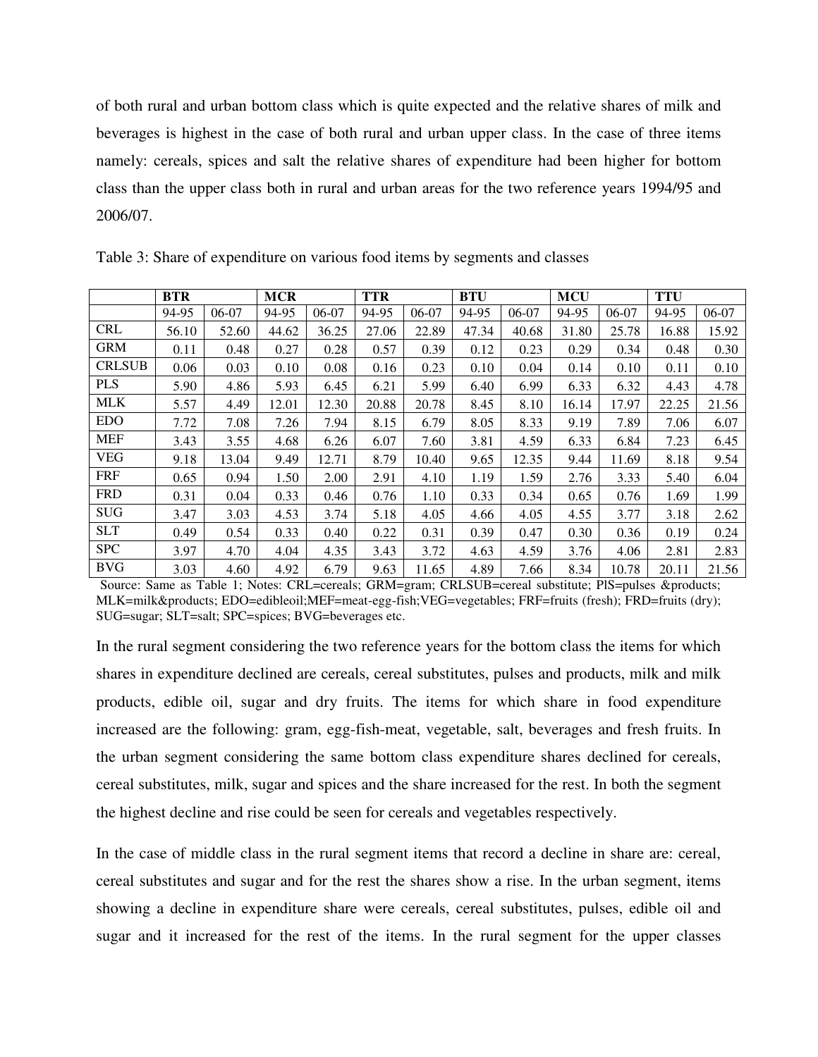of both rural and urban bottom class which is quite expected and the relative shares of milk and beverages is highest in the case of both rural and urban upper class. In the case of three items namely: cereals, spices and salt the relative shares of expenditure had been higher for bottom class than the upper class both in rural and urban areas for the two reference years 1994/95 and 2006/07.

Table 3: Share of expenditure on various food items by segments and classes

| | **BTR** | | **MCR** | | **TTR** | | **BTU** | | **MCU** | | **TTU** | |
|---|---|---|---|---|---|---|---|---|---|---|---|---|
| | 94-95 | 06-07 | 94-95 | 06-07 | 94-95 | 06-07 | 94-95 | 06-07 | 94-95 | 06-07 | 94-95 | 06-07 |
| CRL | 56.10 | 52.60 | 44.62 | 36.25 | 27.06 | 22.89 | 47.34 | 40.68 | 31.80 | 25.78 | 16.88 | 15.92 |
| GRM | 0.11 | 0.48 | 0.27 | 0.28 | 0.57 | 0.39 | 0.12 | 0.23 | 0.29 | 0.34 | 0.48 | 0.30 |
| CRLSUB | 0.06 | 0.03 | 0.10 | 0.08 | 0.16 | 0.23 | 0.10 | 0.04 | 0.14 | 0.10 | 0.11 | 0.10 |
| PLS | 5.90 | 4.86 | 5.93 | 6.45 | 6.21 | 5.99 | 6.40 | 6.99 | 6.33 | 6.32 | 4.43 | 4.78 |
| MLK | 5.57 | 4.49 | 12.01 | 12.30 | 20.88 | 20.78 | 8.45 | 8.10 | 16.14 | 17.97 | 22.25 | 21.56 |
| EDO | 7.72 | 7.08 | 7.26 | 7.94 | 8.15 | 6.79 | 8.05 | 8.33 | 9.19 | 7.89 | 7.06 | 6.07 |
| MEF | 3.43 | 3.55 | 4.68 | 6.26 | 6.07 | 7.60 | 3.81 | 4.59 | 6.33 | 6.84 | 7.23 | 6.45 |
| VEG | 9.18 | 13.04 | 9.49 | 12.71 | 8.79 | 10.40 | 9.65 | 12.35 | 9.44 | 11.69 | 8.18 | 9.54 |
| FRF | 0.65 | 0.94 | 1.50 | 2.00 | 2.91 | 4.10 | 1.19 | 1.59 | 2.76 | 3.33 | 5.40 | 6.04 |
| FRD | 0.31 | 0.04 | 0.33 | 0.46 | 0.76 | 1.10 | 0.33 | 0.34 | 0.65 | 0.76 | 1.69 | 1.99 |
| SUG | 3.47 | 3.03 | 4.53 | 3.74 | 5.18 | 4.05 | 4.66 | 4.05 | 4.55 | 3.77 | 3.18 | 2.62 |
| SLT | 0.49 | 0.54 | 0.33 | 0.40 | 0.22 | 0.31 | 0.39 | 0.47 | 0.30 | 0.36 | 0.19 | 0.24 |
| SPC | 3.97 | 4.70 | 4.04 | 4.35 | 3.43 | 3.72 | 4.63 | 4.59 | 3.76 | 4.06 | 2.81 | 2.83 |
| BVG | 3.03 | 4.60 | 4.92 | 6.79 | 9.63 | 11.65 | 4.89 | 7.66 | 8.34 | 10.78 | 20.11 | 21.56 |

Source: Same as Table 1; Notes: CRL=cereals; GRM=gram; CRLSUB=cereal substitute; PlS=pulses &products; MLK=milk&products; EDO=edibleoil;MEF=meat-egg-fish;VEG=vegetables; FRF=fruits (fresh); FRD=fruits (dry); SUG=sugar; SLT=salt; SPC=spices; BVG=beverages etc.

In the rural segment considering the two reference years for the bottom class the items for which shares in expenditure declined are cereals, cereal substitutes, pulses and products, milk and milk products, edible oil, sugar and dry fruits. The items for which share in food expenditure increased are the following: gram, egg-fish-meat, vegetable, salt, beverages and fresh fruits. In the urban segment considering the same bottom class expenditure shares declined for cereals, cereal substitutes, milk, sugar and spices and the share increased for the rest. In both the segment the highest decline and rise could be seen for cereals and vegetables respectively.

In the case of middle class in the rural segment items that record a decline in share are: cereal, cereal substitutes and sugar and for the rest the shares show a rise. In the urban segment, items showing a decline in expenditure share were cereals, cereal substitutes, pulses, edible oil and sugar and it increased for the rest of the items. In the rural segment for the upper classes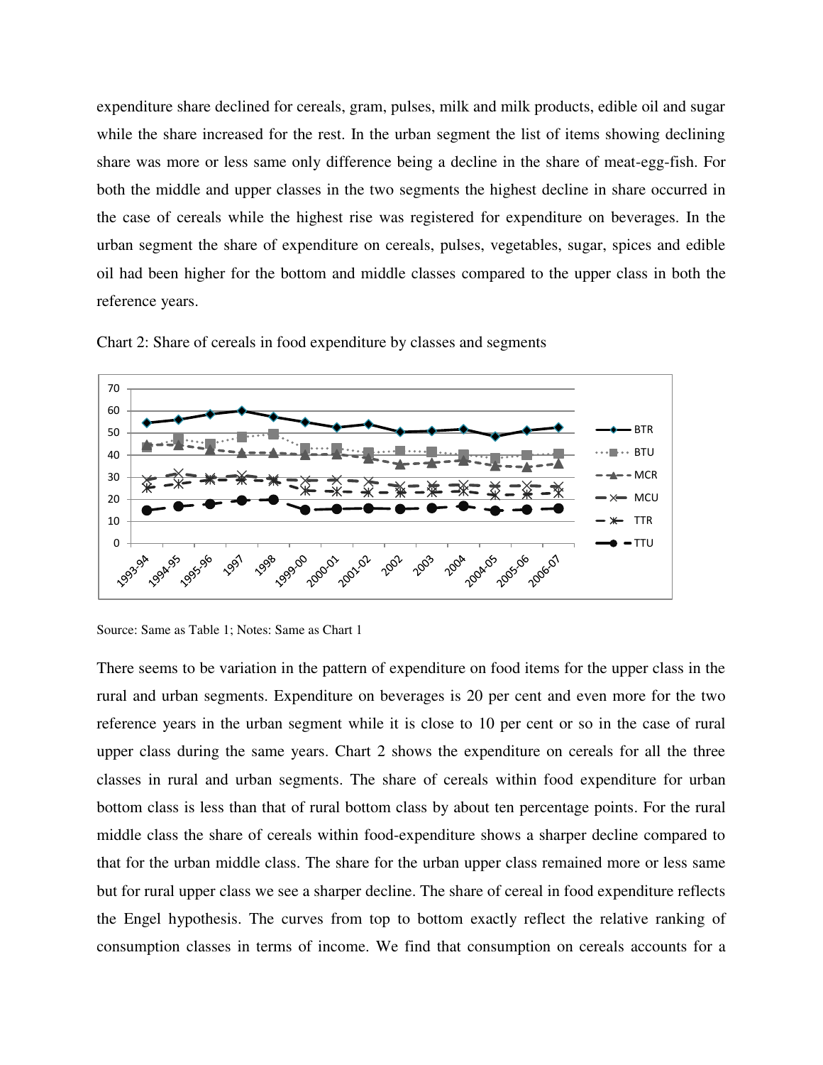expenditure share declined for cereals, gram, pulses, milk and milk products, edible oil and sugar while the share increased for the rest. In the urban segment the list of items showing declining share was more or less same only difference being a decline in the share of meat-egg-fish. For both the middle and upper classes in the two segments the highest decline in share occurred in the case of cereals while the highest rise was registered for expenditure on beverages. In the urban segment the share of expenditure on cereals, pulses, vegetables, sugar, spices and edible oil had been higher for the bottom and middle classes compared to the upper class in both the reference years.

Chart 2: Share of cereals in food expenditure by classes and segments

Source: Same as Table 1; Notes: Same as Chart 1

There seems to be variation in the pattern of expenditure on food items for the upper class in the rural and urban segments. Expenditure on beverages is 20 per cent and even more for the two reference years in the urban segment while it is close to 10 per cent or so in the case of rural upper class during the same years. Chart 2 shows the expenditure on cereals for all the three classes in rural and urban segments. The share of cereals within food expenditure for urban bottom class is less than that of rural bottom class by about ten percentage points. For the rural middle class the share of cereals within food-expenditure shows a sharper decline compared to that for the urban middle class. The share for the urban upper class remained more or less same but for rural upper class we see a sharper decline. The share of cereal in food expenditure reflects the Engel hypothesis. The curves from top to bottom exactly reflect the relative ranking of consumption classes in terms of income. We find that consumption on cereals accounts for a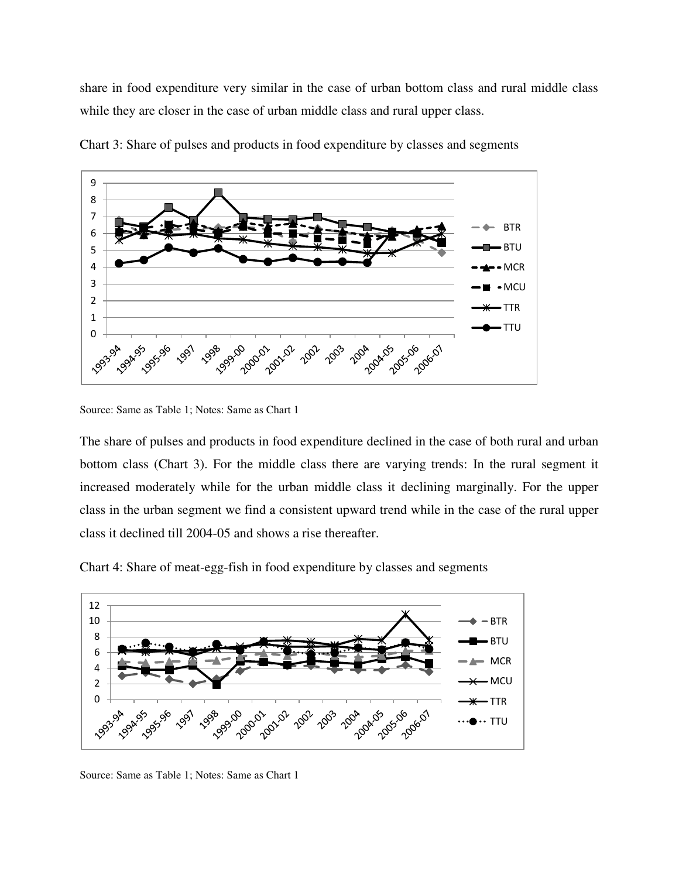share in food expenditure very similar in the case of urban bottom class and rural middle class while they are closer in the case of urban middle class and rural upper class.

Chart 3: Share of pulses and products in food expenditure by classes and segments

Source: Same as Table 1; Notes: Same as Chart 1

The share of pulses and products in food expenditure declined in the case of both rural and urban bottom class (Chart 3). For the middle class there are varying trends: In the rural segment it increased moderately while for the urban middle class it declining marginally. For the upper class in the urban segment we find a consistent upward trend while in the case of the rural upper class it declined till 2004-05 and shows a rise thereafter.

Chart 4: Share of meat-egg-fish in food expenditure by classes and segments

Source: Same as Table 1; Notes: Same as Chart 1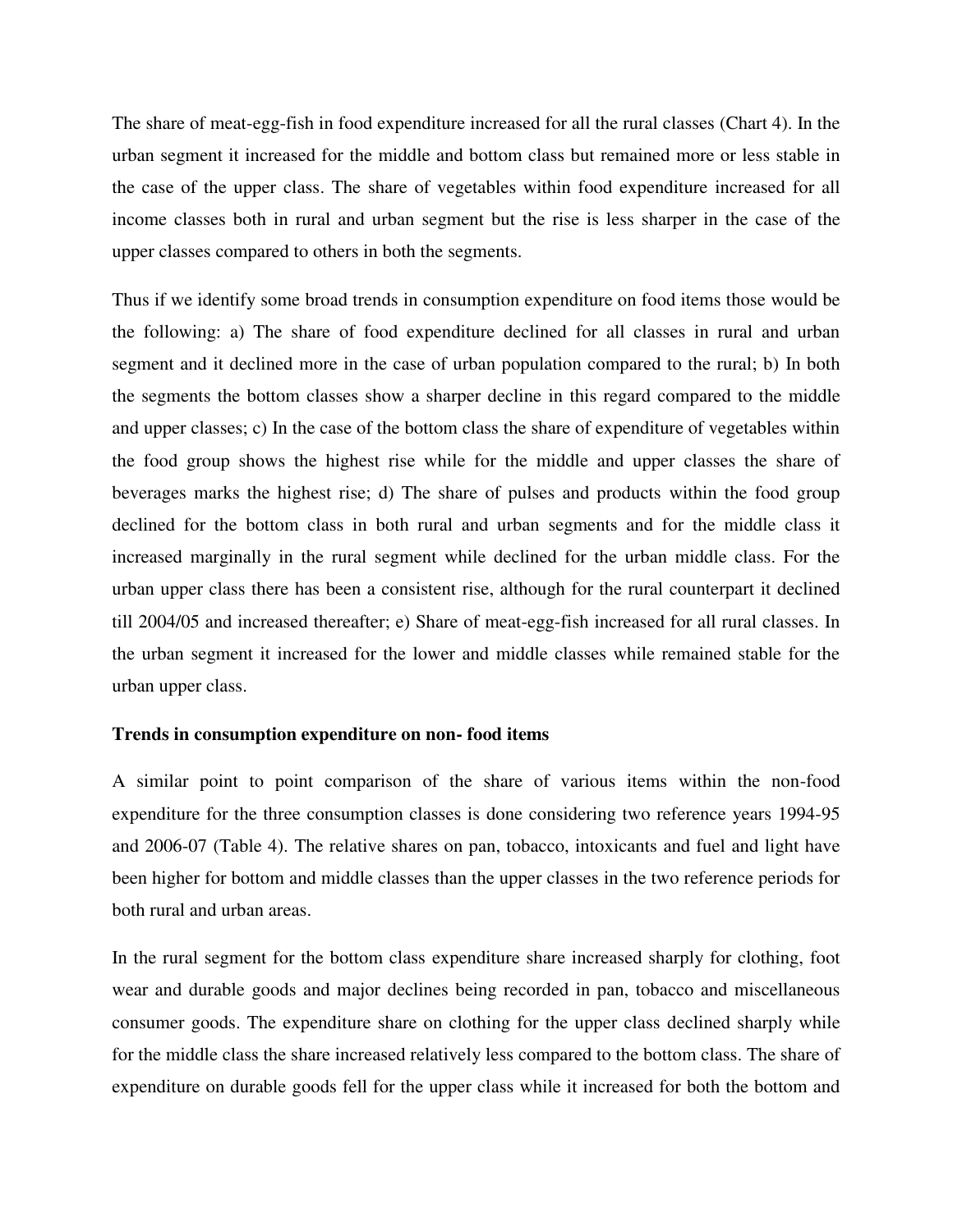The share of meat-egg-fish in food expenditure increased for all the rural classes (Chart 4). In the urban segment it increased for the middle and bottom class but remained more or less stable in the case of the upper class. The share of vegetables within food expenditure increased for all income classes both in rural and urban segment but the rise is less sharper in the case of the upper classes compared to others in both the segments.

Thus if we identify some broad trends in consumption expenditure on food items those would be the following: a) The share of food expenditure declined for all classes in rural and urban segment and it declined more in the case of urban population compared to the rural; b) In both the segments the bottom classes show a sharper decline in this regard compared to the middle and upper classes; c) In the case of the bottom class the share of expenditure of vegetables within the food group shows the highest rise while for the middle and upper classes the share of beverages marks the highest rise; d) The share of pulses and products within the food group declined for the bottom class in both rural and urban segments and for the middle class it increased marginally in the rural segment while declined for the urban middle class. For the urban upper class there has been a consistent rise, although for the rural counterpart it declined till 2004/05 and increased thereafter; e) Share of meat-egg-fish increased for all rural classes. In the urban segment it increased for the lower and middle classes while remained stable for the urban upper class.

**Trends in consumption expenditure on non- food items**

A similar point to point comparison of the share of various items within the non-food expenditure for the three consumption classes is done considering two reference years 1994-95 and 2006-07 (Table 4). The relative shares on pan, tobacco, intoxicants and fuel and light have been higher for bottom and middle classes than the upper classes in the two reference periods for both rural and urban areas.

In the rural segment for the bottom class expenditure share increased sharply for clothing, foot wear and durable goods and major declines being recorded in pan, tobacco and miscellaneous consumer goods. The expenditure share on clothing for the upper class declined sharply while for the middle class the share increased relatively less compared to the bottom class. The share of expenditure on durable goods fell for the upper class while it increased for both the bottom and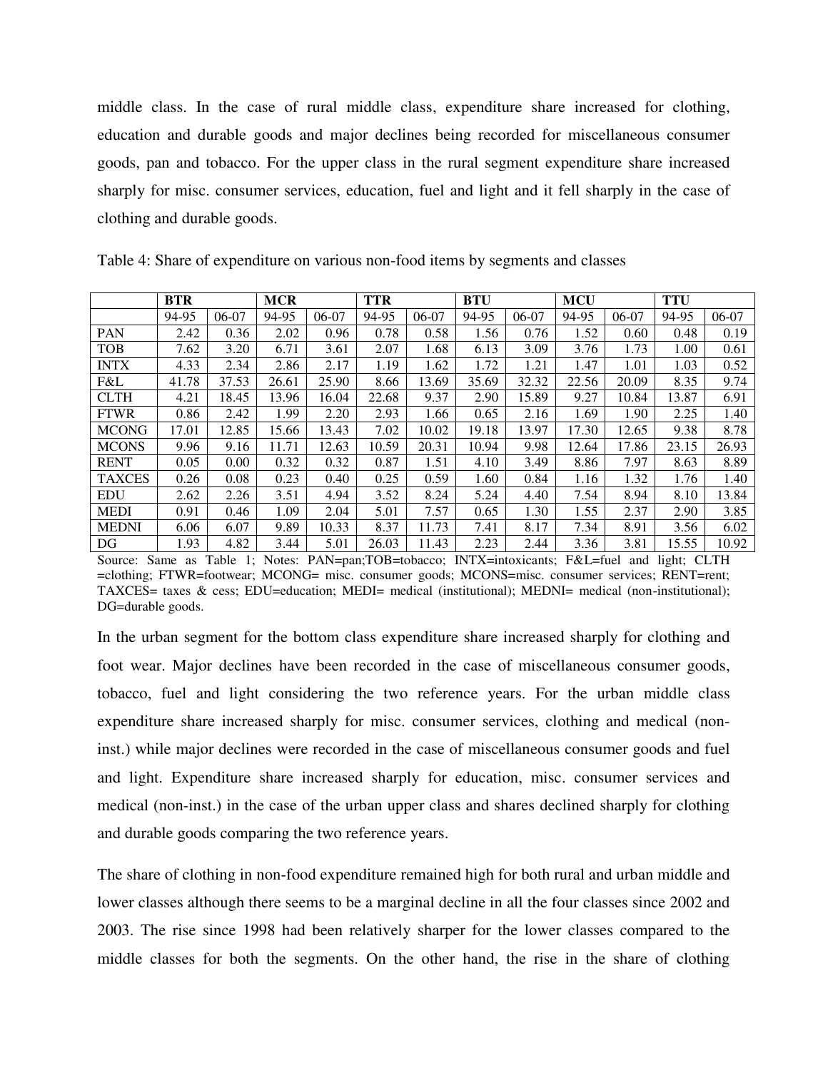middle class. In the case of rural middle class, expenditure share increased for clothing, education and durable goods and major declines being recorded for miscellaneous consumer goods, pan and tobacco. For the upper class in the rural segment expenditure share increased sharply for misc. consumer services, education, fuel and light and it fell sharply in the case of clothing and durable goods.

Table 4: Share of expenditure on various non-food items by segments and classes

| | BTR | | MCR | | TTR | | BTU | | MCU | | TTU | |
|---|---|---|---|---|---|---|---|---|---|---|---|---|
| | 94-95 | 06-07 | 94-95 | 06-07 | 94-95 | 06-07 | 94-95 | 06-07 | 94-95 | 06-07 | 94-95 | 06-07 |
| PAN | 2.42 | 0.36 | 2.02 | 0.96 | 0.78 | 0.58 | 1.56 | 0.76 | 1.52 | 0.60 | 0.48 | 0.19 |
| TOB | 7.62 | 3.20 | 6.71 | 3.61 | 2.07 | 1.68 | 6.13 | 3.09 | 3.76 | 1.73 | 1.00 | 0.61 |
| INTX | 4.33 | 2.34 | 2.86 | 2.17 | 1.19 | 1.62 | 1.72 | 1.21 | 1.47 | 1.01 | 1.03 | 0.52 |
| F&L | 41.78 | 37.53 | 26.61 | 25.90 | 8.66 | 13.69 | 35.69 | 32.32 | 22.56 | 20.09 | 8.35 | 9.74 |
| CLTH | 4.21 | 18.45 | 13.96 | 16.04 | 22.68 | 9.37 | 2.90 | 15.89 | 9.27 | 10.84 | 13.87 | 6.91 |
| FTWR | 0.86 | 2.42 | 1.99 | 2.20 | 2.93 | 1.66 | 0.65 | 2.16 | 1.69 | 1.90 | 2.25 | 1.40 |
| MCONG | 17.01 | 12.85 | 15.66 | 13.43 | 7.02 | 10.02 | 19.18 | 13.97 | 17.30 | 12.65 | 9.38 | 8.78 |
| MCONS | 9.96 | 9.16 | 11.71 | 12.63 | 10.59 | 20.31 | 10.94 | 9.98 | 12.64 | 17.86 | 23.15 | 26.93 |
| RENT | 0.05 | 0.00 | 0.32 | 0.32 | 0.87 | 1.51 | 4.10 | 3.49 | 8.86 | 7.97 | 8.63 | 8.89 |
| TAXCES | 0.26 | 0.08 | 0.23 | 0.40 | 0.25 | 0.59 | 1.60 | 0.84 | 1.16 | 1.32 | 1.76 | 1.40 |
| EDU | 2.62 | 2.26 | 3.51 | 4.94 | 3.52 | 8.24 | 5.24 | 4.40 | 7.54 | 8.94 | 8.10 | 13.84 |
| MEDI | 0.91 | 0.46 | 1.09 | 2.04 | 5.01 | 7.57 | 0.65 | 1.30 | 1.55 | 2.37 | 2.90 | 3.85 |
| MEDNI | 6.06 | 6.07 | 9.89 | 10.33 | 8.37 | 11.73 | 7.41 | 8.17 | 7.34 | 8.91 | 3.56 | 6.02 |
| DG | 1.93 | 4.82 | 3.44 | 5.01 | 26.03 | 11.43 | 2.23 | 2.44 | 3.36 | 3.81 | 15.55 | 10.92 |

Source: Same as Table 1; Notes: PAN=pan;TOB=tobacco; INTX=intoxicants; F&L=fuel and light; CLTH =clothing; FTWR=footwear; MCONG= misc. consumer goods; MCONS=misc. consumer services; RENT=rent; TAXCES= taxes & cess; EDU=education; MEDI= medical (institutional); MEDNI= medical (non-institutional); DG=durable goods.

In the urban segment for the bottom class expenditure share increased sharply for clothing and foot wear. Major declines have been recorded in the case of miscellaneous consumer goods, tobacco, fuel and light considering the two reference years. For the urban middle class expenditure share increased sharply for misc. consumer services, clothing and medical (non-inst.) while major declines were recorded in the case of miscellaneous consumer goods and fuel and light. Expenditure share increased sharply for education, misc. consumer services and medical (non-inst.) in the case of the urban upper class and shares declined sharply for clothing and durable goods comparing the two reference years.

The share of clothing in non-food expenditure remained high for both rural and urban middle and lower classes although there seems to be a marginal decline in all the four classes since 2002 and 2003. The rise since 1998 had been relatively sharper for the lower classes compared to the middle classes for both the segments. On the other hand, the rise in the share of clothing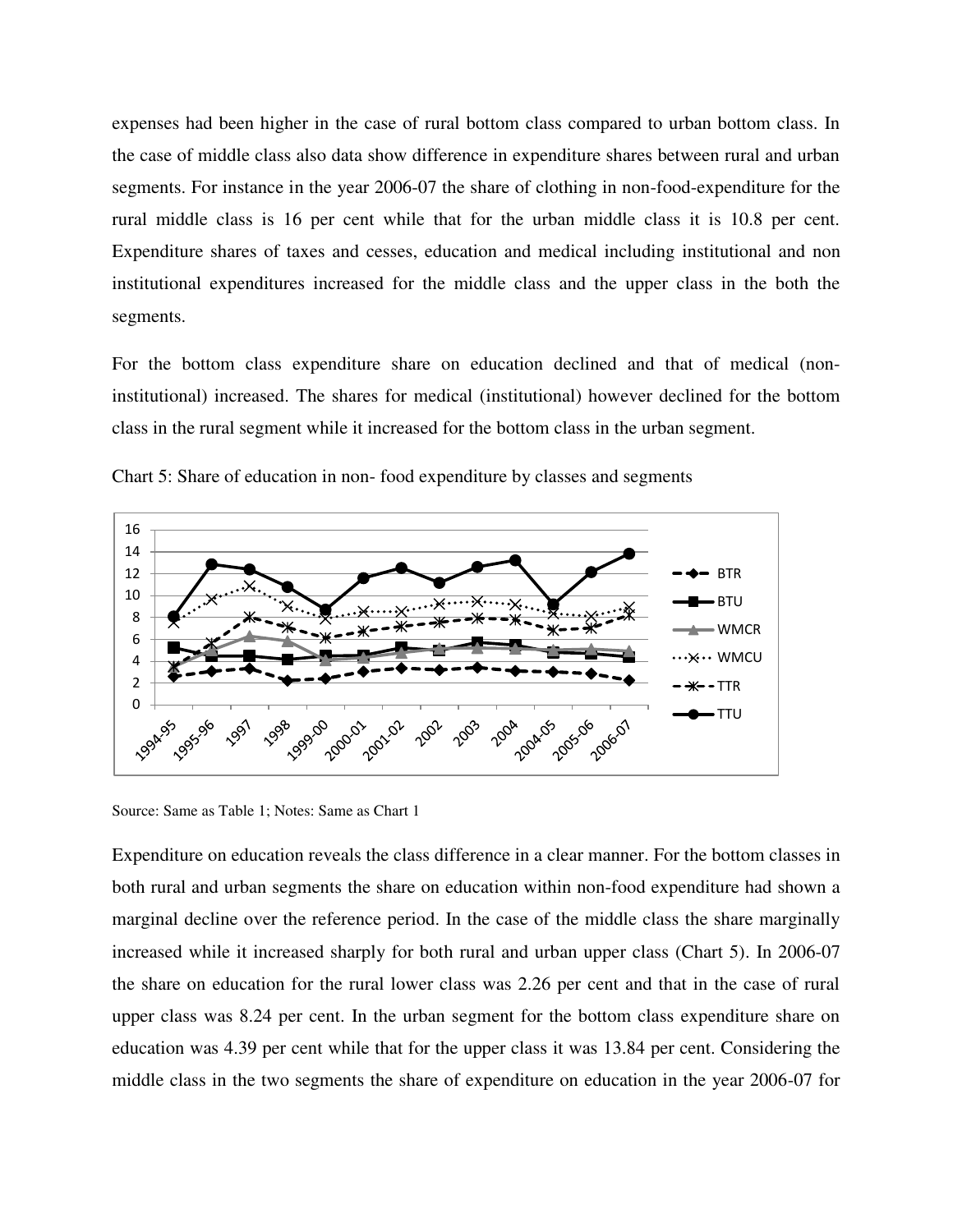expenses had been higher in the case of rural bottom class compared to urban bottom class. In the case of middle class also data show difference in expenditure shares between rural and urban segments. For instance in the year 2006-07 the share of clothing in non-food-expenditure for the rural middle class is 16 per cent while that for the urban middle class it is 10.8 per cent. Expenditure shares of taxes and cesses, education and medical including institutional and non institutional expenditures increased for the middle class and the upper class in the both the segments.

For the bottom class expenditure share on education declined and that of medical (non-institutional) increased. The shares for medical (institutional) however declined for the bottom class in the rural segment while it increased for the bottom class in the urban segment.

Chart 5: Share of education in non- food expenditure by classes and segments

Source: Same as Table 1; Notes: Same as Chart 1

Expenditure on education reveals the class difference in a clear manner. For the bottom classes in both rural and urban segments the share on education within non-food expenditure had shown a marginal decline over the reference period. In the case of the middle class the share marginally increased while it increased sharply for both rural and urban upper class (Chart 5). In 2006-07 the share on education for the rural lower class was 2.26 per cent and that in the case of rural upper class was 8.24 per cent. In the urban segment for the bottom class expenditure share on education was 4.39 per cent while that for the upper class it was 13.84 per cent. Considering the middle class in the two segments the share of expenditure on education in the year 2006-07 for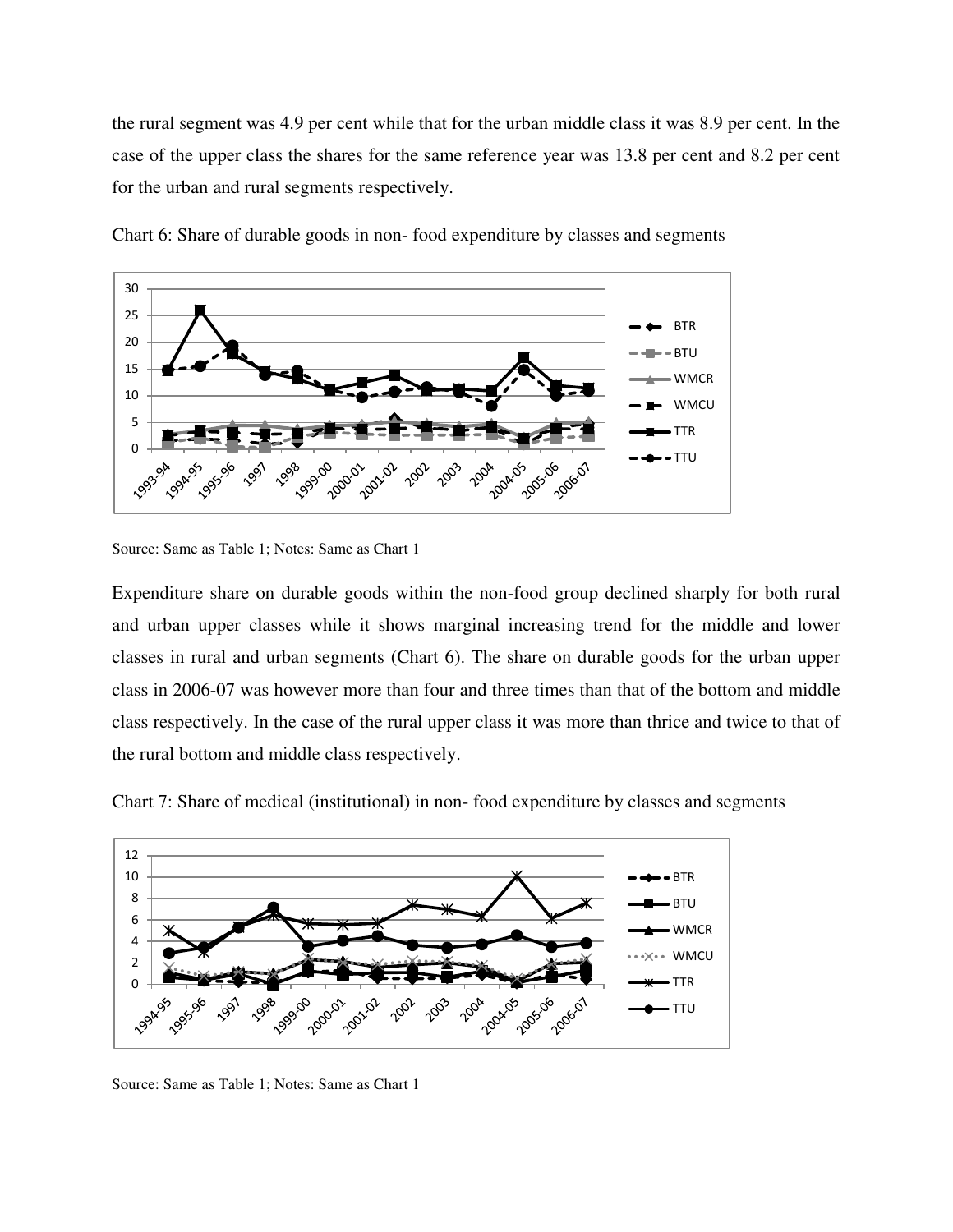the rural segment was 4.9 per cent while that for the urban middle class it was 8.9 per cent. In the case of the upper class the shares for the same reference year was 13.8 per cent and 8.2 per cent for the urban and rural segments respectively.

Chart 6: Share of durable goods in non- food expenditure by classes and segments

Source: Same as Table 1; Notes: Same as Chart 1

Expenditure share on durable goods within the non-food group declined sharply for both rural and urban upper classes while it shows marginal increasing trend for the middle and lower classes in rural and urban segments (Chart 6). The share on durable goods for the urban upper class in 2006-07 was however more than four and three times than that of the bottom and middle class respectively. In the case of the rural upper class it was more than thrice and twice to that of the rural bottom and middle class respectively.

Chart 7: Share of medical (institutional) in non- food expenditure by classes and segments

Source: Same as Table 1; Notes: Same as Chart 1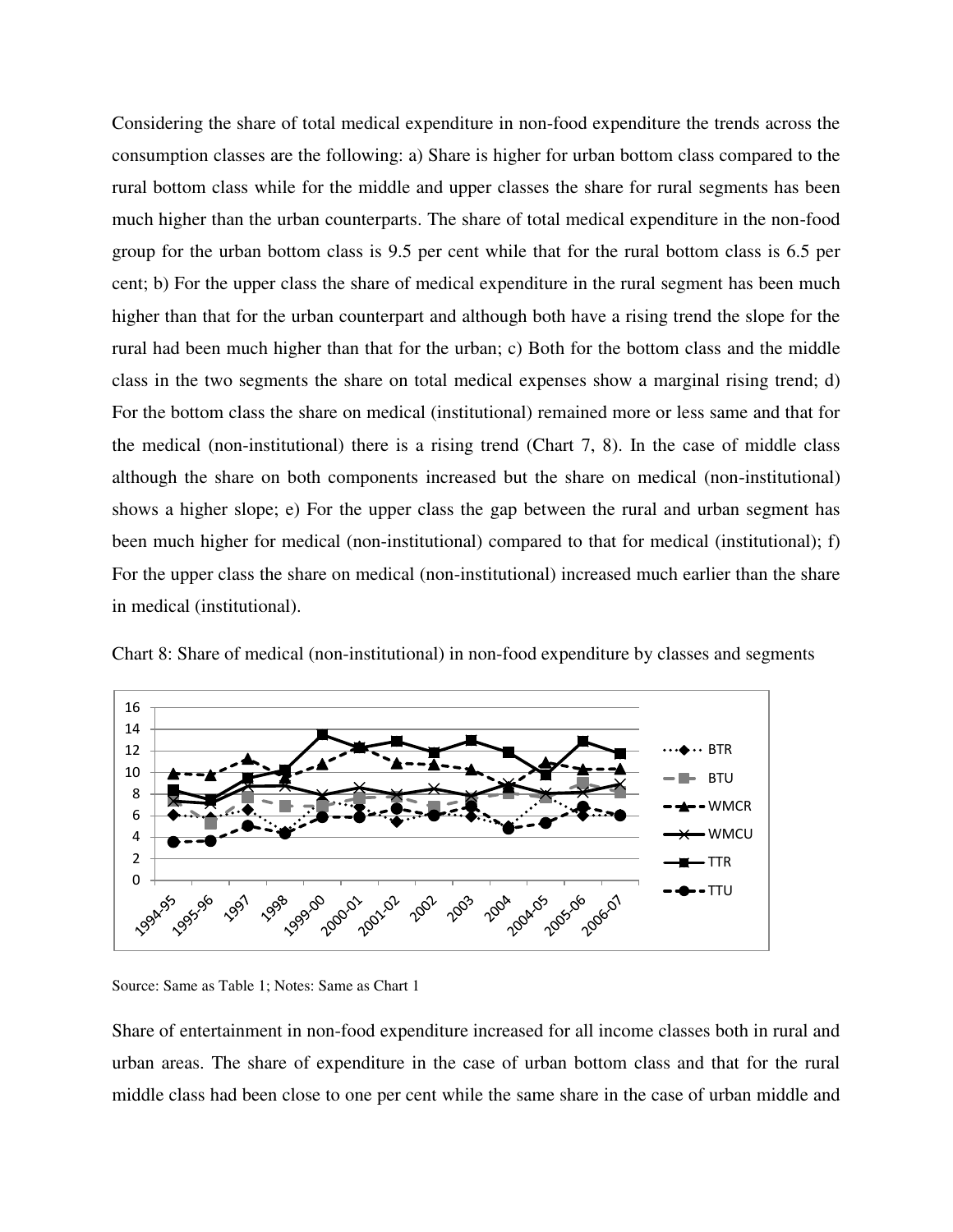Considering the share of total medical expenditure in non-food expenditure the trends across the consumption classes are the following: a) Share is higher for urban bottom class compared to the rural bottom class while for the middle and upper classes the share for rural segments has been much higher than the urban counterparts. The share of total medical expenditure in the non-food group for the urban bottom class is 9.5 per cent while that for the rural bottom class is 6.5 per cent; b) For the upper class the share of medical expenditure in the rural segment has been much higher than that for the urban counterpart and although both have a rising trend the slope for the rural had been much higher than that for the urban; c) Both for the bottom class and the middle class in the two segments the share on total medical expenses show a marginal rising trend; d) For the bottom class the share on medical (institutional) remained more or less same and that for the medical (non-institutional) there is a rising trend (Chart 7, 8). In the case of middle class although the share on both components increased but the share on medical (non-institutional) shows a higher slope; e) For the upper class the gap between the rural and urban segment has been much higher for medical (non-institutional) compared to that for medical (institutional); f) For the upper class the share on medical (non-institutional) increased much earlier than the share in medical (institutional).

Chart 8: Share of medical (non-institutional) in non-food expenditure by classes and segments

Source: Same as Table 1; Notes: Same as Chart 1

Share of entertainment in non-food expenditure increased for all income classes both in rural and urban areas. The share of expenditure in the case of urban bottom class and that for the rural middle class had been close to one per cent while the same share in the case of urban middle and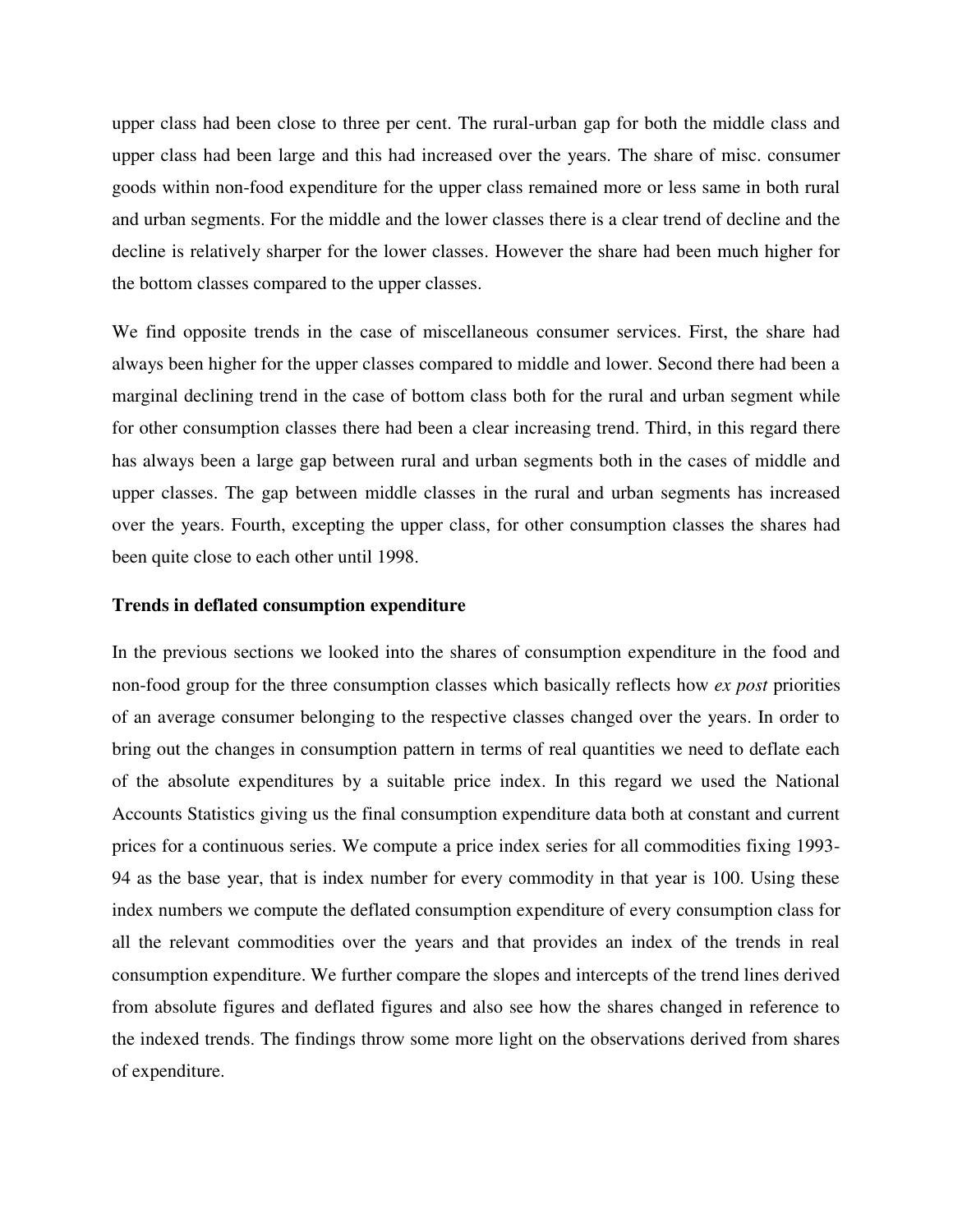upper class had been close to three per cent. The rural-urban gap for both the middle class and upper class had been large and this had increased over the years. The share of misc. consumer goods within non-food expenditure for the upper class remained more or less same in both rural and urban segments. For the middle and the lower classes there is a clear trend of decline and the decline is relatively sharper for the lower classes. However the share had been much higher for the bottom classes compared to the upper classes.

We find opposite trends in the case of miscellaneous consumer services. First, the share had always been higher for the upper classes compared to middle and lower. Second there had been a marginal declining trend in the case of bottom class both for the rural and urban segment while for other consumption classes there had been a clear increasing trend. Third, in this regard there has always been a large gap between rural and urban segments both in the cases of middle and upper classes. The gap between middle classes in the rural and urban segments has increased over the years. Fourth, excepting the upper class, for other consumption classes the shares had been quite close to each other until 1998.

**Trends in deflated consumption expenditure**

In the previous sections we looked into the shares of consumption expenditure in the food and non-food group for the three consumption classes which basically reflects how *ex post* priorities of an average consumer belonging to the respective classes changed over the years. In order to bring out the changes in consumption pattern in terms of real quantities we need to deflate each of the absolute expenditures by a suitable price index. In this regard we used the National Accounts Statistics giving us the final consumption expenditure data both at constant and current prices for a continuous series. We compute a price index series for all commodities fixing 1993-94 as the base year, that is index number for every commodity in that year is 100. Using these index numbers we compute the deflated consumption expenditure of every consumption class for all the relevant commodities over the years and that provides an index of the trends in real consumption expenditure. We further compare the slopes and intercepts of the trend lines derived from absolute figures and deflated figures and also see how the shares changed in reference to the indexed trends. The findings throw some more light on the observations derived from shares of expenditure.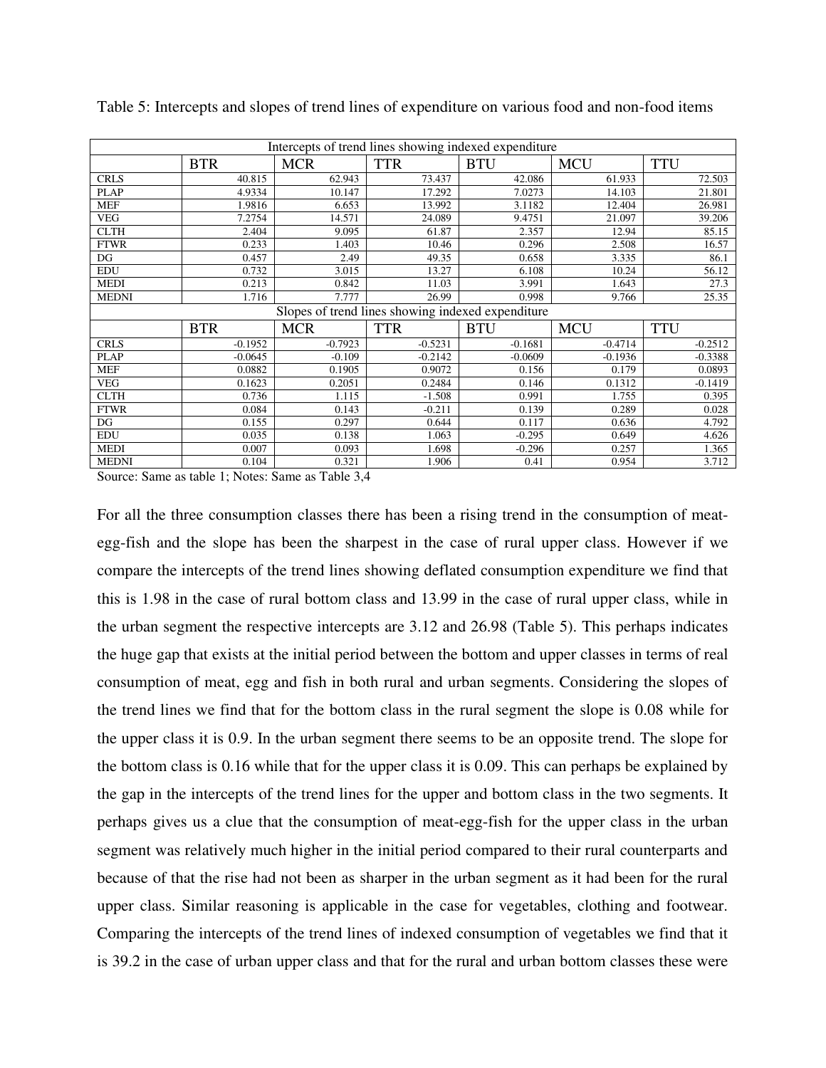Table 5: Intercepts and slopes of trend lines of expenditure on various food and non-food items

| Intercepts of trend lines showing indexed expenditure | | | | | | |
|---|---|---|---|---|---|---|
| | BTR | MCR | TTR | BTU | MCU | TTU |
| CRLS | 40.815 | 62.943 | 73.437 | 42.086 | 61.933 | 72.503 |
| PLAP | 4.9334 | 10.147 | 17.292 | 7.0273 | 14.103 | 21.801 |
| MEF | 1.9816 | 6.653 | 13.992 | 3.1182 | 12.404 | 26.981 |
| VEG | 7.2754 | 14.571 | 24.089 | 9.4751 | 21.097 | 39.206 |
| CLTH | 2.404 | 9.095 | 61.87 | 2.357 | 12.94 | 85.15 |
| FTWR | 0.233 | 1.403 | 10.46 | 0.296 | 2.508 | 16.57 |
| DG | 0.457 | 2.49 | 49.35 | 0.658 | 3.335 | 86.1 |
| EDU | 0.732 | 3.015 | 13.27 | 6.108 | 10.24 | 56.12 |
| MEDI | 0.213 | 0.842 | 11.03 | 3.991 | 1.643 | 27.3 |
| MEDNI | 1.716 | 7.777 | 26.99 | 0.998 | 9.766 | 25.35 |
| **Slopes of trend lines showing indexed expenditure** | | | | | | |
| | BTR | MCR | TTR | BTU | MCU | TTU |
| CRLS | -0.1952 | -0.7923 | -0.5231 | -0.1681 | -0.4714 | -0.2512 |
| PLAP | -0.0645 | -0.109 | -0.2142 | -0.0609 | -0.1936 | -0.3388 |
| MEF | 0.0882 | 0.1905 | 0.9072 | 0.156 | 0.179 | 0.0893 |
| VEG | 0.1623 | 0.2051 | 0.2484 | 0.146 | 0.1312 | -0.1419 |
| CLTH | 0.736 | 1.115 | -1.508 | 0.991 | 1.755 | 0.395 |
| FTWR | 0.084 | 0.143 | -0.211 | 0.139 | 0.289 | 0.028 |
| DG | 0.155 | 0.297 | 0.644 | 0.117 | 0.636 | 4.792 |
| EDU | 0.035 | 0.138 | 1.063 | -0.295 | 0.649 | 4.626 |
| MEDI | 0.007 | 0.093 | 1.698 | -0.296 | 0.257 | 1.365 |
| MEDNI | 0.104 | 0.321 | 1.906 | 0.41 | 0.954 | 3.712 |

Source: Same as table 1; Notes: Same as Table 3,4

For all the three consumption classes there has been a rising trend in the consumption of meat-egg-fish and the slope has been the sharpest in the case of rural upper class. However if we compare the intercepts of the trend lines showing deflated consumption expenditure we find that this is 1.98 in the case of rural bottom class and 13.99 in the case of rural upper class, while in the urban segment the respective intercepts are 3.12 and 26.98 (Table 5). This perhaps indicates the huge gap that exists at the initial period between the bottom and upper classes in terms of real consumption of meat, egg and fish in both rural and urban segments. Considering the slopes of the trend lines we find that for the bottom class in the rural segment the slope is 0.08 while for the upper class it is 0.9. In the urban segment there seems to be an opposite trend. The slope for the bottom class is 0.16 while that for the upper class it is 0.09. This can perhaps be explained by the gap in the intercepts of the trend lines for the upper and bottom class in the two segments. It perhaps gives us a clue that the consumption of meat-egg-fish for the upper class in the urban segment was relatively much higher in the initial period compared to their rural counterparts and because of that the rise had not been as sharper in the urban segment as it had been for the rural upper class. Similar reasoning is applicable in the case for vegetables, clothing and footwear. Comparing the intercepts of the trend lines of indexed consumption of vegetables we find that it is 39.2 in the case of urban upper class and that for the rural and urban bottom classes these were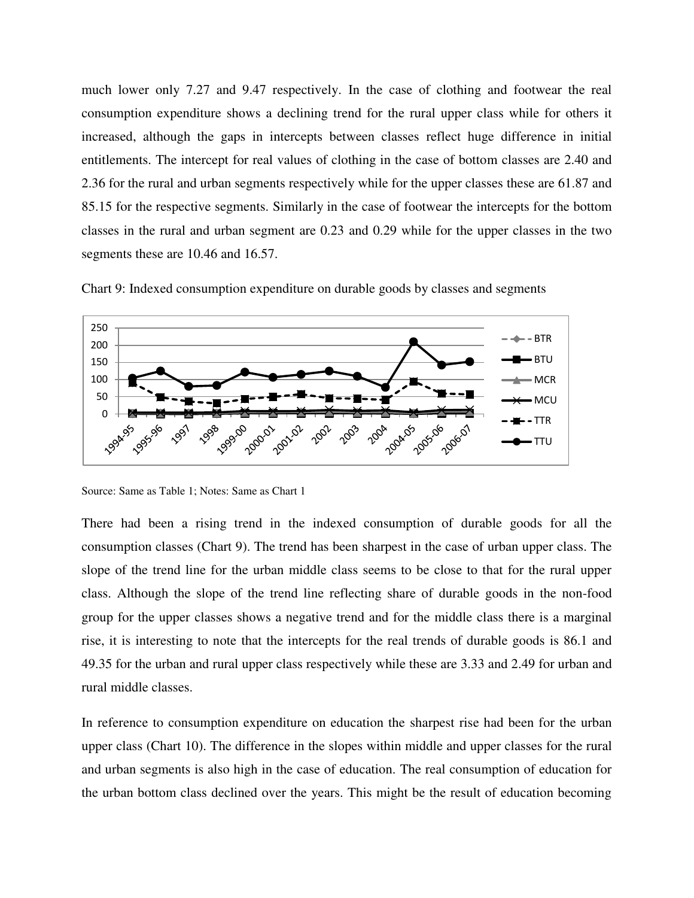much lower only 7.27 and 9.47 respectively. In the case of clothing and footwear the real consumption expenditure shows a declining trend for the rural upper class while for others it increased, although the gaps in intercepts between classes reflect huge difference in initial entitlements. The intercept for real values of clothing in the case of bottom classes are 2.40 and 2.36 for the rural and urban segments respectively while for the upper classes these are 61.87 and 85.15 for the respective segments. Similarly in the case of footwear the intercepts for the bottom classes in the rural and urban segment are 0.23 and 0.29 while for the upper classes in the two segments these are 10.46 and 16.57.

Chart 9: Indexed consumption expenditure on durable goods by classes and segments

Source: Same as Table 1; Notes: Same as Chart 1

There had been a rising trend in the indexed consumption of durable goods for all the consumption classes (Chart 9). The trend has been sharpest in the case of urban upper class. The slope of the trend line for the urban middle class seems to be close to that for the rural upper class. Although the slope of the trend line reflecting share of durable goods in the non-food group for the upper classes shows a negative trend and for the middle class there is a marginal rise, it is interesting to note that the intercepts for the real trends of durable goods is 86.1 and 49.35 for the urban and rural upper class respectively while these are 3.33 and 2.49 for urban and rural middle classes.

In reference to consumption expenditure on education the sharpest rise had been for the urban upper class (Chart 10). The difference in the slopes within middle and upper classes for the rural and urban segments is also high in the case of education. The real consumption of education for the urban bottom class declined over the years. This might be the result of education becoming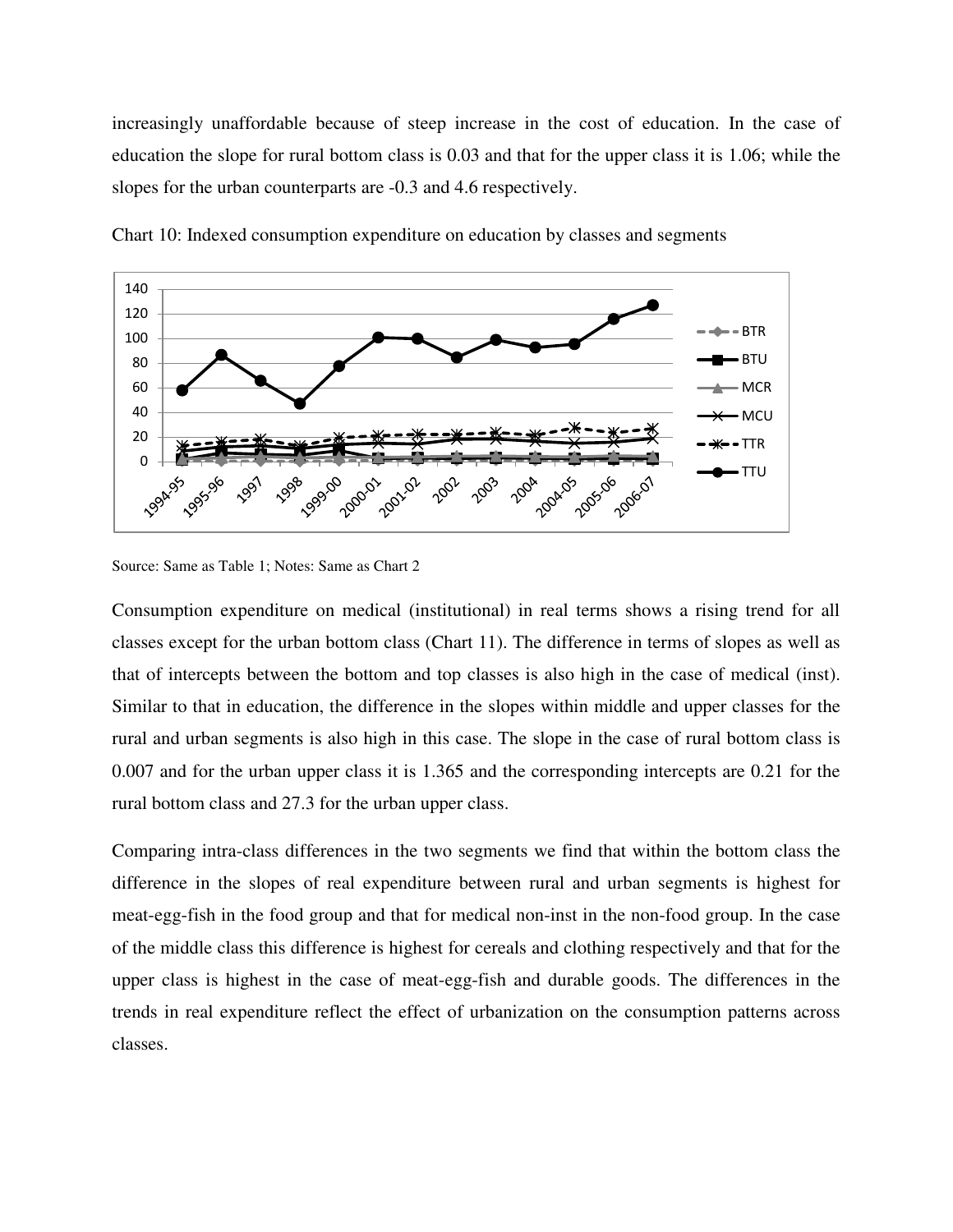increasingly unaffordable because of steep increase in the cost of education. In the case of education the slope for rural bottom class is 0.03 and that for the upper class it is 1.06; while the slopes for the urban counterparts are -0.3 and 4.6 respectively.

Chart 10: Indexed consumption expenditure on education by classes and segments

Source: Same as Table 1; Notes: Same as Chart 2

Consumption expenditure on medical (institutional) in real terms shows a rising trend for all classes except for the urban bottom class (Chart 11). The difference in terms of slopes as well as that of intercepts between the bottom and top classes is also high in the case of medical (inst). Similar to that in education, the difference in the slopes within middle and upper classes for the rural and urban segments is also high in this case. The slope in the case of rural bottom class is 0.007 and for the urban upper class it is 1.365 and the corresponding intercepts are 0.21 for the rural bottom class and 27.3 for the urban upper class.

Comparing intra-class differences in the two segments we find that within the bottom class the difference in the slopes of real expenditure between rural and urban segments is highest for meat-egg-fish in the food group and that for medical non-inst in the non-food group. In the case of the middle class this difference is highest for cereals and clothing respectively and that for the upper class is highest in the case of meat-egg-fish and durable goods. The differences in the trends in real expenditure reflect the effect of urbanization on the consumption patterns across classes.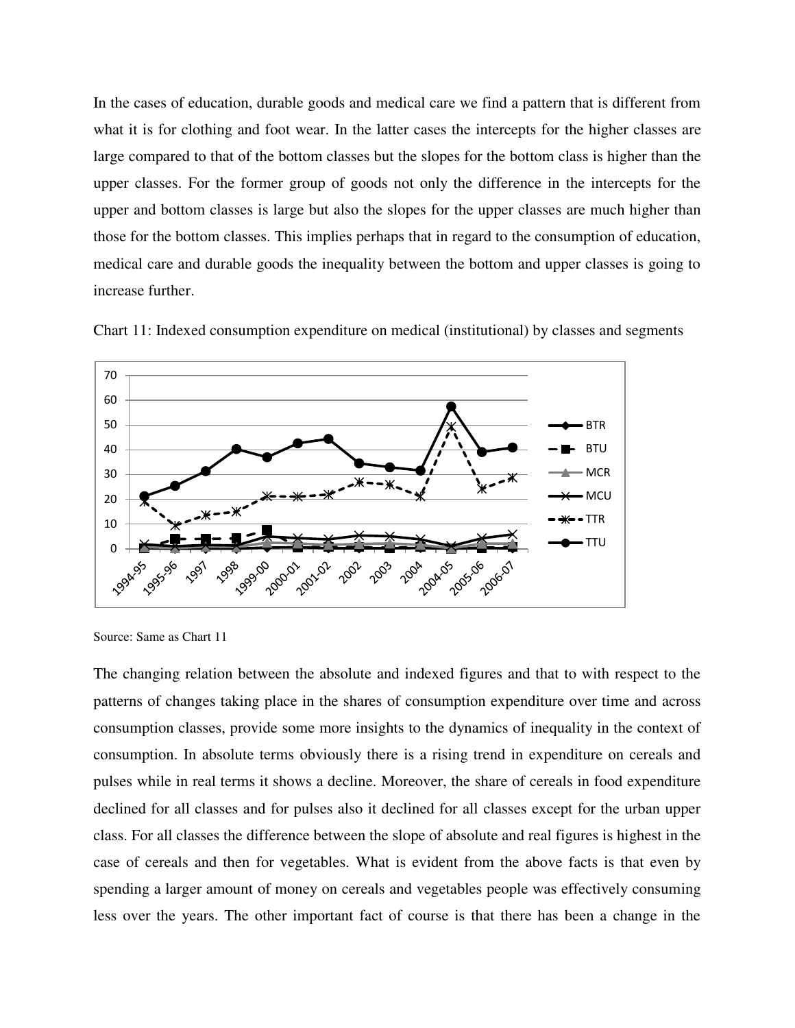In the cases of education, durable goods and medical care we find a pattern that is different from what it is for clothing and foot wear. In the latter cases the intercepts for the higher classes are large compared to that of the bottom classes but the slopes for the bottom class is higher than the upper classes. For the former group of goods not only the difference in the intercepts for the upper and bottom classes is large but also the slopes for the upper classes are much higher than those for the bottom classes. This implies perhaps that in regard to the consumption of education, medical care and durable goods the inequality between the bottom and upper classes is going to increase further.

Chart 11: Indexed consumption expenditure on medical (institutional) by classes and segments

Source: Same as Chart 11

The changing relation between the absolute and indexed figures and that to with respect to the patterns of changes taking place in the shares of consumption expenditure over time and across consumption classes, provide some more insights to the dynamics of inequality in the context of consumption. In absolute terms obviously there is a rising trend in expenditure on cereals and pulses while in real terms it shows a decline. Moreover, the share of cereals in food expenditure declined for all classes and for pulses also it declined for all classes except for the urban upper class. For all classes the difference between the slope of absolute and real figures is highest in the case of cereals and then for vegetables. What is evident from the above facts is that even by spending a larger amount of money on cereals and vegetables people was effectively consuming less over the years. The other important fact of course is that there has been a change in the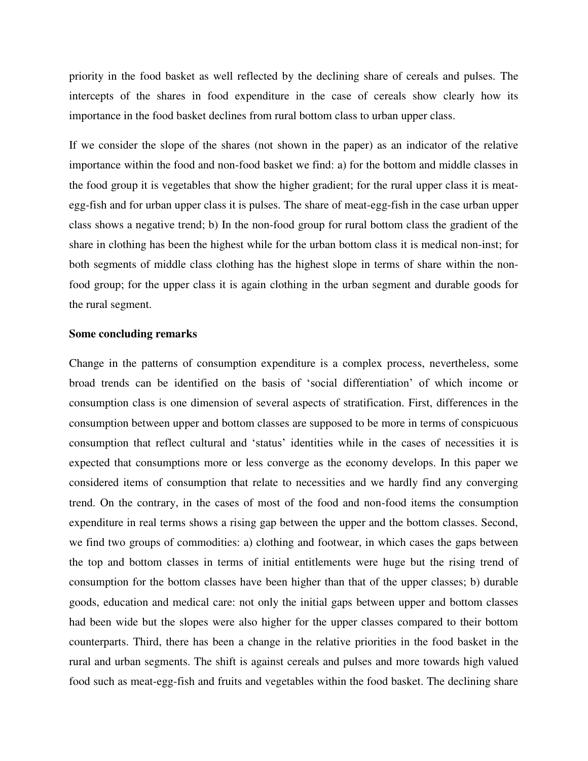priority in the food basket as well reflected by the declining share of cereals and pulses. The intercepts of the shares in food expenditure in the case of cereals show clearly how its importance in the food basket declines from rural bottom class to urban upper class.

If we consider the slope of the shares (not shown in the paper) as an indicator of the relative importance within the food and non-food basket we find: a) for the bottom and middle classes in the food group it is vegetables that show the higher gradient; for the rural upper class it is meat-egg-fish and for urban upper class it is pulses. The share of meat-egg-fish in the case urban upper class shows a negative trend; b) In the non-food group for rural bottom class the gradient of the share in clothing has been the highest while for the urban bottom class it is medical non-inst; for both segments of middle class clothing has the highest slope in terms of share within the non-food group; for the upper class it is again clothing in the urban segment and durable goods for the rural segment.

**Some concluding remarks**

Change in the patterns of consumption expenditure is a complex process, nevertheless, some broad trends can be identified on the basis of 'social differentiation' of which income or consumption class is one dimension of several aspects of stratification. First, differences in the consumption between upper and bottom classes are supposed to be more in terms of conspicuous consumption that reflect cultural and 'status' identities while in the cases of necessities it is expected that consumptions more or less converge as the economy develops. In this paper we considered items of consumption that relate to necessities and we hardly find any converging trend. On the contrary, in the cases of most of the food and non-food items the consumption expenditure in real terms shows a rising gap between the upper and the bottom classes. Second, we find two groups of commodities: a) clothing and footwear, in which cases the gaps between the top and bottom classes in terms of initial entitlements were huge but the rising trend of consumption for the bottom classes have been higher than that of the upper classes; b) durable goods, education and medical care: not only the initial gaps between upper and bottom classes had been wide but the slopes were also higher for the upper classes compared to their bottom counterparts. Third, there has been a change in the relative priorities in the food basket in the rural and urban segments. The shift is against cereals and pulses and more towards high valued food such as meat-egg-fish and fruits and vegetables within the food basket. The declining share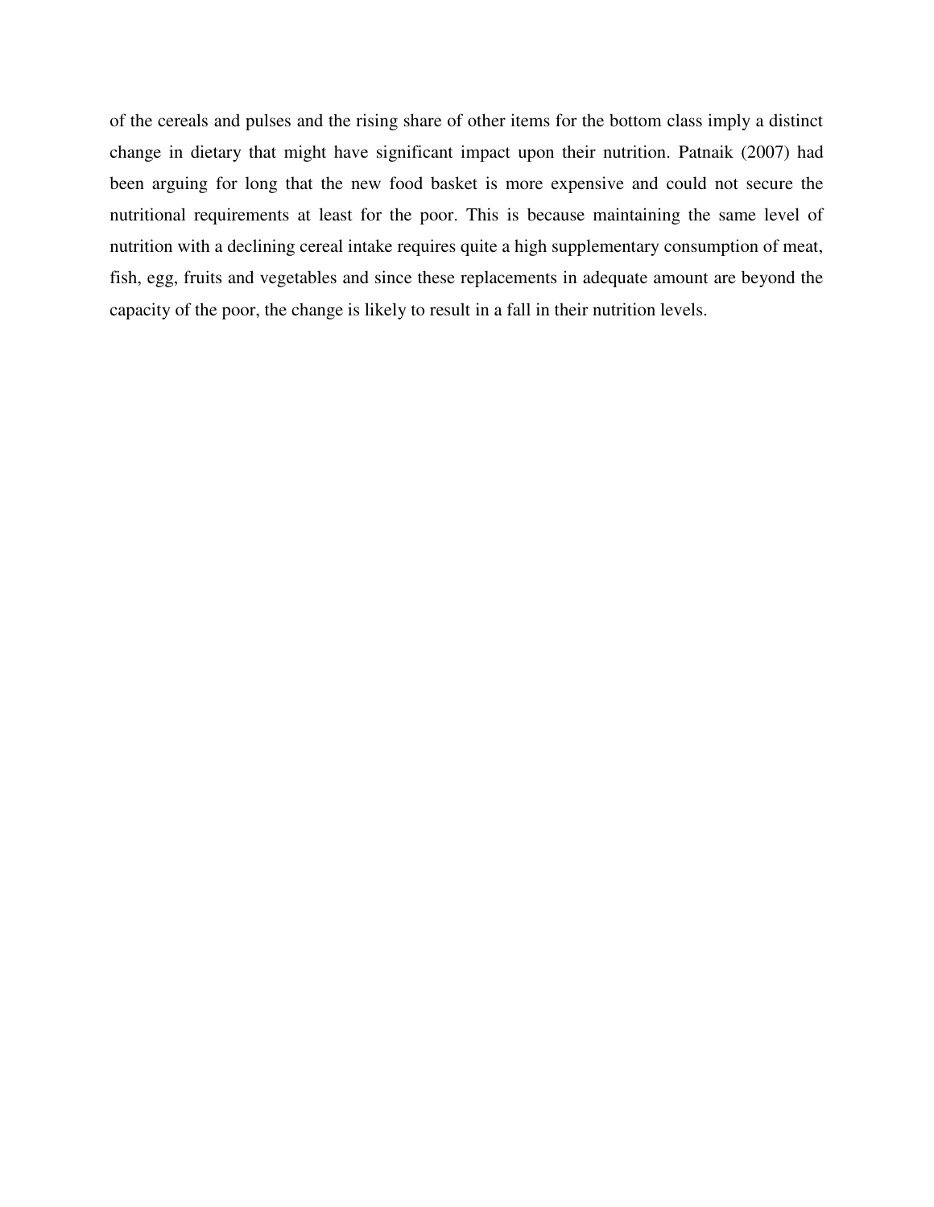of the cereals and pulses and the rising share of other items for the bottom class imply a distinct change in dietary that might have significant impact upon their nutrition. Patnaik (2007) had been arguing for long that the new food basket is more expensive and could not secure the nutritional requirements at least for the poor. This is because maintaining the same level of nutrition with a declining cereal intake requires quite a high supplementary consumption of meat, fish, egg, fruits and vegetables and since these replacements in adequate amount are beyond the capacity of the poor, the change is likely to result in a fall in their nutrition levels.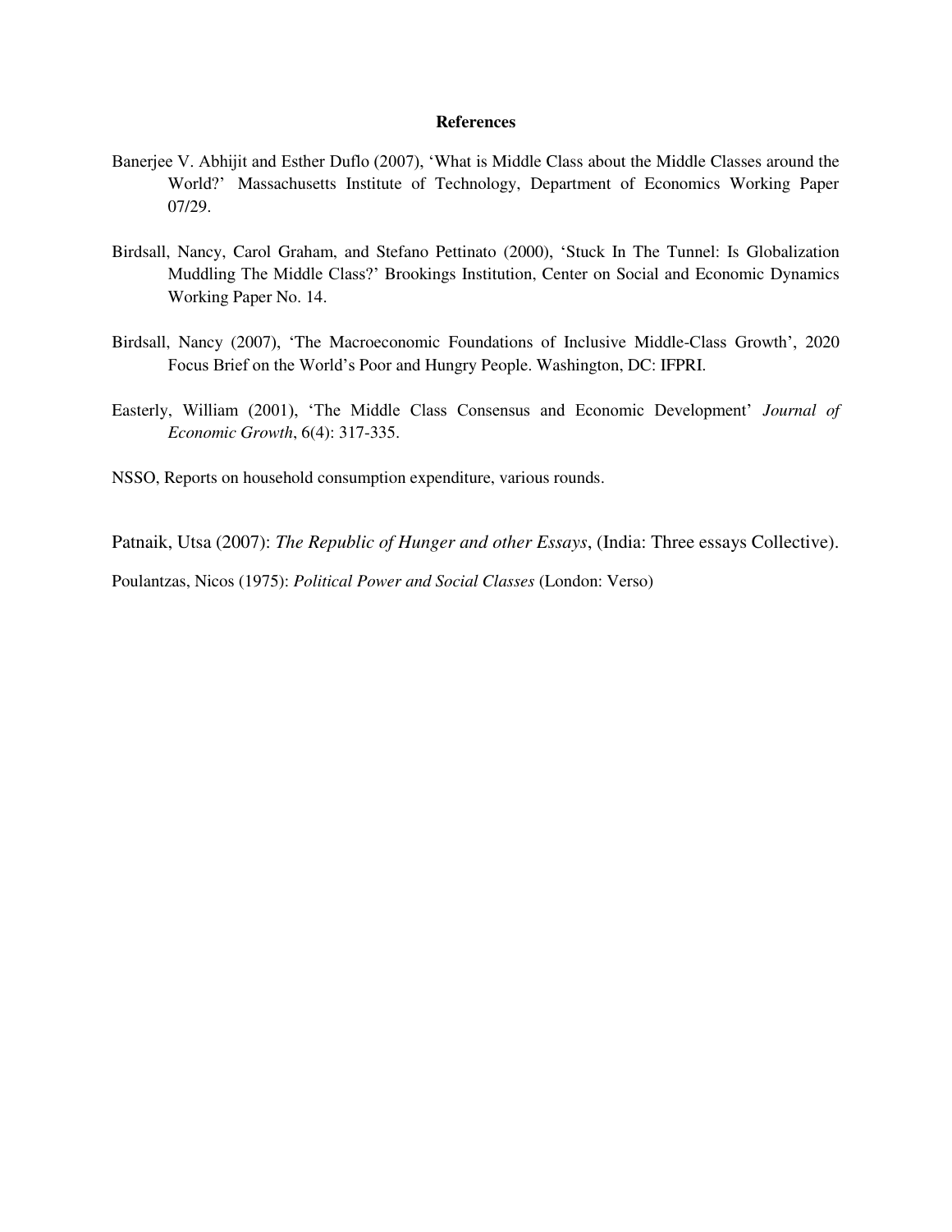## References

Banerjee V. Abhijit and Esther Duflo (2007), 'What is Middle Class about the Middle Classes around the World?' Massachusetts Institute of Technology, Department of Economics Working Paper 07/29.

Birdsall, Nancy, Carol Graham, and Stefano Pettinato (2000), 'Stuck In The Tunnel: Is Globalization Muddling The Middle Class?' Brookings Institution, Center on Social and Economic Dynamics Working Paper No. 14.

Birdsall, Nancy (2007), 'The Macroeconomic Foundations of Inclusive Middle-Class Growth', 2020 Focus Brief on the World's Poor and Hungry People. Washington, DC: IFPRI.

Easterly, William (2001), 'The Middle Class Consensus and Economic Development' *Journal of Economic Growth*, 6(4): 317-335.

NSSO, Reports on household consumption expenditure, various rounds.

Patnaik, Utsa (2007): *The Republic of Hunger and other Essays*, (India: Three essays Collective).

Poulantzas, Nicos (1975): *Political Power and Social Classes* (London: Verso)